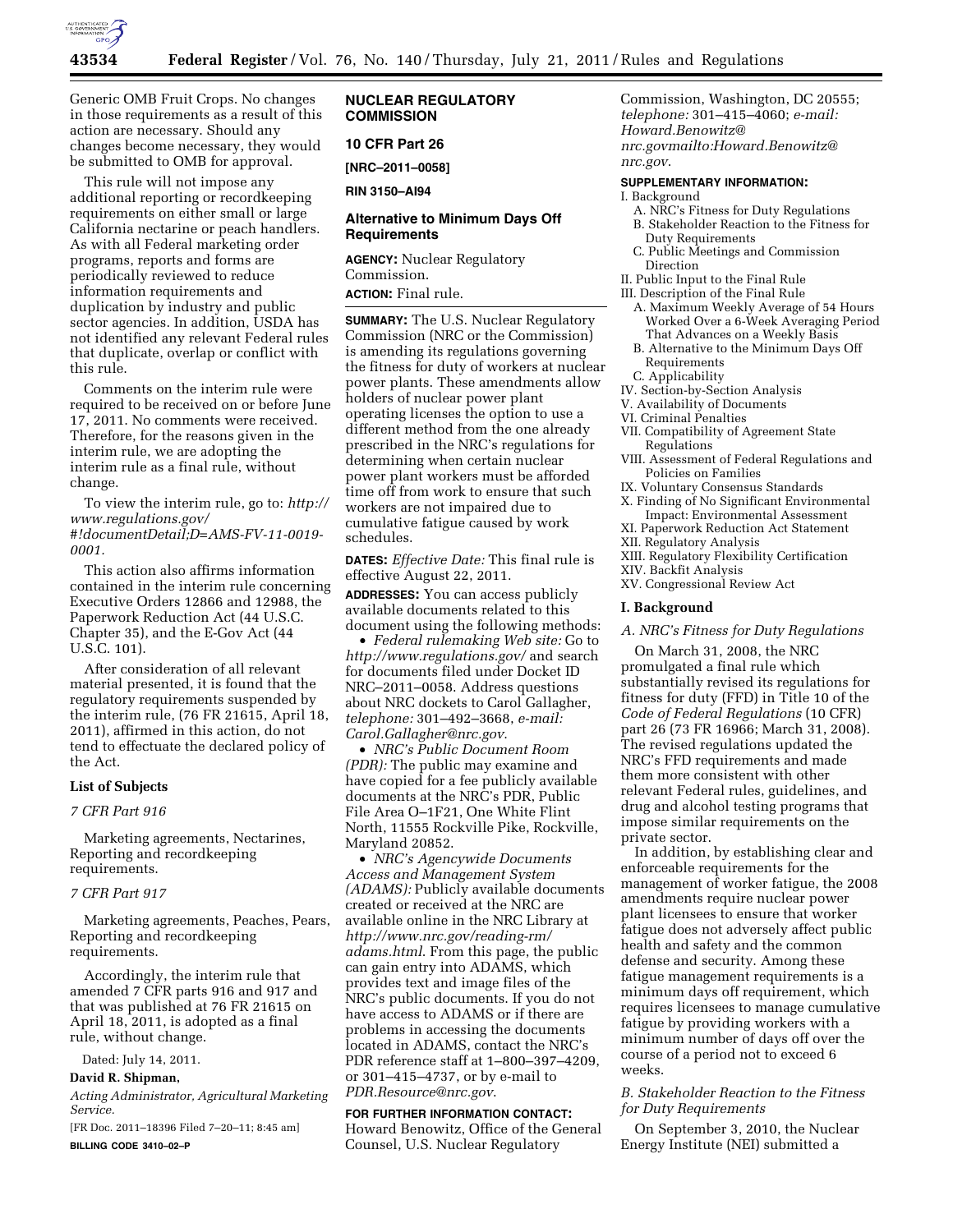Generic OMB Fruit Crops. No changes in those requirements as a result of this action are necessary. Should any changes become necessary, they would be submitted to OMB for approval.

This rule will not impose any additional reporting or recordkeeping requirements on either small or large California nectarine or peach handlers. As with all Federal marketing order programs, reports and forms are periodically reviewed to reduce information requirements and duplication by industry and public sector agencies. In addition, USDA has not identified any relevant Federal rules that duplicate, overlap or conflict with this rule.

Comments on the interim rule were required to be received on or before June 17, 2011. No comments were received. Therefore, for the reasons given in the interim rule, we are adopting the interim rule as a final rule, without change.

To view the interim rule, go to: *http://www.regulations.gov/#!documentDetail;D=AMS-FV-11-0019-0001.*

This action also affirms information contained in the interim rule concerning Executive Orders 12866 and 12988, the Paperwork Reduction Act (44 U.S.C. Chapter 35), and the E-Gov Act (44 U.S.C. 101).

After consideration of all relevant material presented, it is found that the regulatory requirements suspended by the interim rule, (76 FR 21615, April 18, 2011), affirmed in this action, do not tend to effectuate the declared policy of the Act.

**List of Subjects**

*7 CFR Part 916*

Marketing agreements, Nectarines, Reporting and recordkeeping requirements.

*7 CFR Part 917*

Marketing agreements, Peaches, Pears, Reporting and recordkeeping requirements.

Accordingly, the interim rule that amended 7 CFR parts 916 and 917 and that was published at 76 FR 21615 on April 18, 2011, is adopted as a final rule, without change.

Dated: July 14, 2011.

**David R. Shipman,**

*Acting Administrator, Agricultural Marketing Service.*

[FR Doc. 2011–18396 Filed 7–20–11; 8:45 am]

**BILLING CODE 3410–02–P**

## NUCLEAR REGULATORY COMMISSION

## 10 CFR Part 26

**[NRC–2011–0058]**

**RIN 3150–AI94**

## Alternative to Minimum Days Off Requirements

**AGENCY:** Nuclear Regulatory Commission.

**ACTION:** Final rule.

**SUMMARY:** The U.S. Nuclear Regulatory Commission (NRC or the Commission) is amending its regulations governing the fitness for duty of workers at nuclear power plants. These amendments allow holders of nuclear power plant operating licenses the option to use a different method from the one already prescribed in the NRC's regulations for determining when certain nuclear power plant workers must be afforded time off from work to ensure that such workers are not impaired due to cumulative fatigue caused by work schedules.

**DATES:** *Effective Date:* This final rule is effective August 22, 2011.

**ADDRESSES:** You can access publicly available documents related to this document using the following methods:

- *Federal rulemaking Web site:* Go to *http://www.regulations.gov/* and search for documents filed under Docket ID NRC–2011–0058. Address questions about NRC dockets to Carol Gallagher, *telephone:* 301–492–3668, *e-mail: Carol.Gallagher@nrc.gov.*
- *NRC's Public Document Room (PDR):* The public may examine and have copied for a fee publicly available documents at the NRC's PDR, Public File Area O–1F21, One White Flint North, 11555 Rockville Pike, Rockville, Maryland 20852.
- *NRC's Agencywide Documents Access and Management System (ADAMS):* Publicly available documents created or received at the NRC are available online in the NRC Library at *http://www.nrc.gov/reading-rm/adams.html*. From this page, the public can gain entry into ADAMS, which provides text and image files of the NRC's public documents. If you do not have access to ADAMS or if there are problems in accessing the documents located in ADAMS, contact the NRC's PDR reference staff at 1–800–397–4209, or 301–415–4737, or by e-mail to *PDR.Resource@nrc.gov*.

**FOR FURTHER INFORMATION CONTACT:** Howard Benowitz, Office of the General Counsel, U.S. Nuclear Regulatory Commission, Washington, DC 20555; *telephone:* 301–415–4060; *e-mail: Howard.Benowitz@nrc.govmailto:Howard.Benowitz@nrc.gov*.

**SUPPLEMENTARY INFORMATION:**

I. Background
  A. NRC's Fitness for Duty Regulations
  B. Stakeholder Reaction to the Fitness for Duty Requirements
  C. Public Meetings and Commission Direction
II. Public Input to the Final Rule
III. Description of the Final Rule
  A. Maximum Weekly Average of 54 Hours Worked Over a 6-Week Averaging Period That Advances on a Weekly Basis
  B. Alternative to the Minimum Days Off Requirements
  C. Applicability
IV. Section-by-Section Analysis
V. Availability of Documents
VI. Criminal Penalties
VII. Compatibility of Agreement State Regulations
VIII. Assessment of Federal Regulations and Policies on Families
IX. Voluntary Consensus Standards
X. Finding of No Significant Environmental Impact: Environmental Assessment
XI. Paperwork Reduction Act Statement
XII. Regulatory Analysis
XIII. Regulatory Flexibility Certification
XIV. Backfit Analysis
XV. Congressional Review Act

### I. Background

*A. NRC's Fitness for Duty Regulations*

On March 31, 2008, the NRC promulgated a final rule which substantially revised its regulations for fitness for duty (FFD) in Title 10 of the *Code of Federal Regulations* (10 CFR) part 26 (73 FR 16966; March 31, 2008). The revised regulations updated the NRC's FFD requirements and made them more consistent with other relevant Federal rules, guidelines, and drug and alcohol testing programs that impose similar requirements on the private sector.

In addition, by establishing clear and enforceable requirements for the management of worker fatigue, the 2008 amendments require nuclear power plant licensees to ensure that worker fatigue does not adversely affect public health and safety and the common defense and security. Among these fatigue management requirements is a minimum days off requirement, which requires licensees to manage cumulative fatigue by providing workers with a minimum number of days off over the course of a period not to exceed 6 weeks.

*B. Stakeholder Reaction to the Fitness for Duty Requirements*

On September 3, 2010, the Nuclear Energy Institute (NEI) submitted a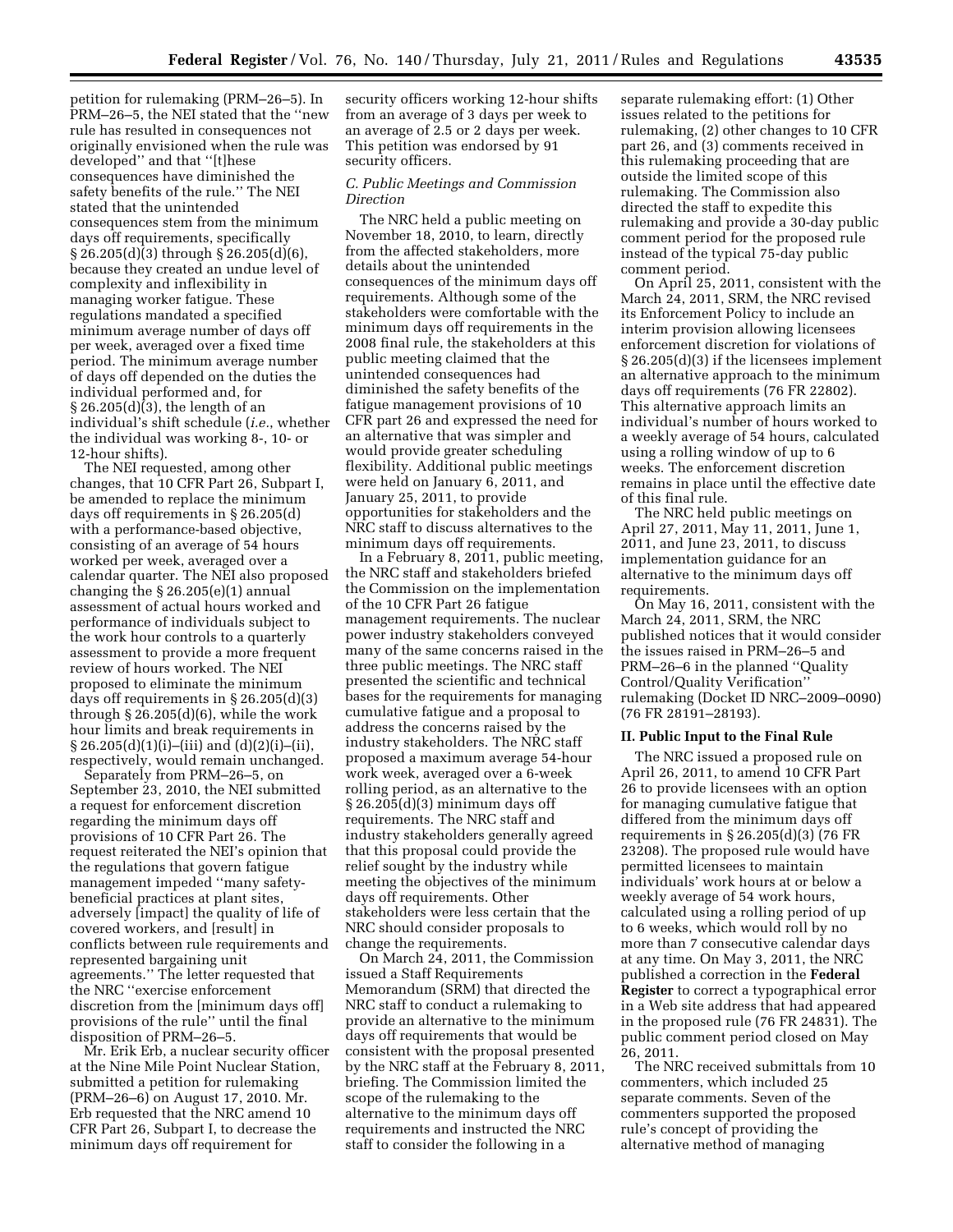petition for rulemaking (PRM–26–5). In PRM–26–5, the NEI stated that the ''new rule has resulted in consequences not originally envisioned when the rule was developed'' and that ''[t]hese consequences have diminished the safety benefits of the rule.'' The NEI stated that the unintended consequences stem from the minimum days off requirements, specifically § 26.205(d)(3) through § 26.205(d)(6), because they created an undue level of complexity and inflexibility in managing worker fatigue. These regulations mandated a specified minimum average number of days off per week, averaged over a fixed time period. The minimum average number of days off depended on the duties the individual performed and, for § 26.205(d)(3), the length of an individual's shift schedule (*i.e.,* whether the individual was working 8-, 10- or 12-hour shifts).

The NEI requested, among other changes, that 10 CFR Part 26, Subpart I, be amended to replace the minimum days off requirements in § 26.205(d) with a performance-based objective, consisting of an average of 54 hours worked per week, averaged over a calendar quarter. The NEI also proposed changing the § 26.205(e)(1) annual assessment of actual hours worked and performance of individuals subject to the work hour controls to a quarterly assessment to provide a more frequent review of hours worked. The NEI proposed to eliminate the minimum days off requirements in § 26.205(d)(3) through § 26.205(d)(6), while the work hour limits and break requirements in § 26.205(d)(1)(i)–(iii) and (d)(2)(i)–(ii), respectively, would remain unchanged.

Separately from PRM–26–5, on September 23, 2010, the NEI submitted a request for enforcement discretion regarding the minimum days off provisions of 10 CFR Part 26. The request reiterated the NEI's opinion that the regulations that govern fatigue management impeded ''many safety-beneficial practices at plant sites, adversely [impact] the quality of life of covered workers, and [result] in conflicts between rule requirements and represented bargaining unit agreements.'' The letter requested that the NRC ''exercise enforcement discretion from the [minimum days off] provisions of the rule'' until the final disposition of PRM–26–5.

Mr. Erik Erb, a nuclear security officer at the Nine Mile Point Nuclear Station, submitted a petition for rulemaking (PRM–26–6) on August 17, 2010. Mr. Erb requested that the NRC amend 10 CFR Part 26, Subpart I, to decrease the minimum days off requirement for security officers working 12-hour shifts from an average of 3 days per week to an average of 2.5 or 2 days per week. This petition was endorsed by 91 security officers.

### *C. Public Meetings and Commission Direction*

The NRC held a public meeting on November 18, 2010, to learn, directly from the affected stakeholders, more details about the unintended consequences of the minimum days off requirements. Although some of the stakeholders were comfortable with the minimum days off requirements in the 2008 final rule, the stakeholders at this public meeting claimed that the unintended consequences had diminished the safety benefits of the fatigue management provisions of 10 CFR part 26 and expressed the need for an alternative that was simpler and would provide greater scheduling flexibility. Additional public meetings were held on January 6, 2011, and January 25, 2011, to provide opportunities for stakeholders and the NRC staff to discuss alternatives to the minimum days off requirements.

In a February 8, 2011, public meeting, the NRC staff and stakeholders briefed the Commission on the implementation of the 10 CFR Part 26 fatigue management requirements. The nuclear power industry stakeholders conveyed many of the same concerns raised in the three public meetings. The NRC staff presented the scientific and technical bases for the requirements for managing cumulative fatigue and a proposal to address the concerns raised by the industry stakeholders. The NRC staff proposed a maximum average 54-hour work week, averaged over a 6-week rolling period, as an alternative to the § 26.205(d)(3) minimum days off requirements. The NRC staff and industry stakeholders generally agreed that this proposal could provide the relief sought by the industry while meeting the objectives of the minimum days off requirements. Other stakeholders were less certain that the NRC should consider proposals to change the requirements.

On March 24, 2011, the Commission issued a Staff Requirements Memorandum (SRM) that directed the NRC staff to conduct a rulemaking to provide an alternative to the minimum days off requirements that would be consistent with the proposal presented by the NRC staff at the February 8, 2011, briefing. The Commission limited the scope of the rulemaking to the alternative to the minimum days off requirements and instructed the NRC staff to consider the following in a separate rulemaking effort: (1) Other issues related to the petitions for rulemaking, (2) other changes to 10 CFR part 26, and (3) comments received in this rulemaking proceeding that are outside the limited scope of this rulemaking. The Commission also directed the staff to expedite this rulemaking and provide a 30-day public comment period for the proposed rule instead of the typical 75-day public comment period.

On April 25, 2011, consistent with the March 24, 2011, SRM, the NRC revised its Enforcement Policy to include an interim provision allowing licensees enforcement discretion for violations of § 26.205(d)(3) if the licensees implement an alternative approach to the minimum days off requirements (76 FR 22802). This alternative approach limits an individual's number of hours worked to a weekly average of 54 hours, calculated using a rolling window of up to 6 weeks. The enforcement discretion remains in place until the effective date of this final rule.

The NRC held public meetings on April 27, 2011, May 11, 2011, June 1, 2011, and June 23, 2011, to discuss implementation guidance for an alternative to the minimum days off requirements.

On May 16, 2011, consistent with the March 24, 2011, SRM, the NRC published notices that it would consider the issues raised in PRM–26–5 and PRM–26–6 in the planned ''Quality Control/Quality Verification'' rulemaking (Docket ID NRC–2009–0090) (76 FR 28191–28193).

## II. Public Input to the Final Rule

The NRC issued a proposed rule on April 26, 2011, to amend 10 CFR Part 26 to provide licensees with an option for managing cumulative fatigue that differed from the minimum days off requirements in § 26.205(d)(3) (76 FR 23208). The proposed rule would have permitted licensees to maintain individuals' work hours at or below a weekly average of 54 work hours, calculated using a rolling period of up to 6 weeks, which would roll by no more than 7 consecutive calendar days at any time. On May 3, 2011, the NRC published a correction in the **Federal Register** to correct a typographical error in a Web site address that had appeared in the proposed rule (76 FR 24831). The public comment period closed on May 26, 2011.

The NRC received submittals from 10 commenters, which included 25 separate comments. Seven of the commenters supported the proposed rule's concept of providing the alternative method of managing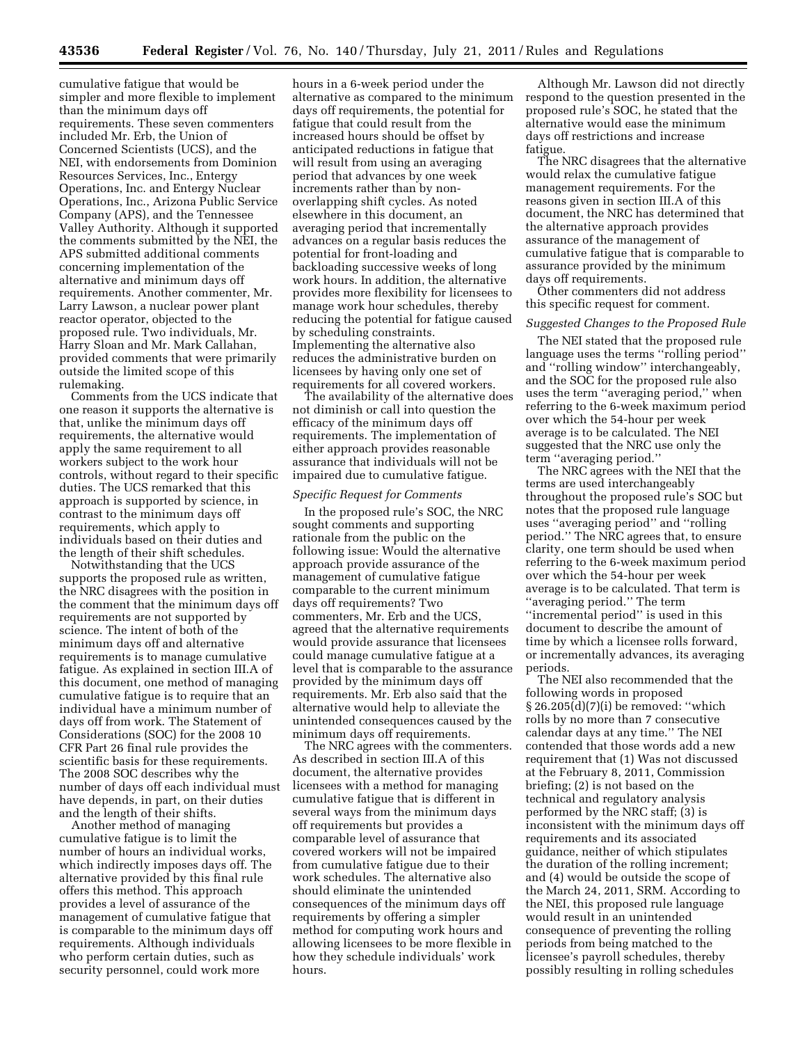cumulative fatigue that would be simpler and more flexible to implement than the minimum days off requirements. These seven commenters included Mr. Erb, the Union of Concerned Scientists (UCS), and the NEI, with endorsements from Dominion Resources Services, Inc., Entergy Operations, Inc. and Entergy Nuclear Operations, Inc., Arizona Public Service Company (APS), and the Tennessee Valley Authority. Although it supported the comments submitted by the NEI, the APS submitted additional comments concerning implementation of the alternative and minimum days off requirements. Another commenter, Mr. Larry Lawson, a nuclear power plant reactor operator, objected to the proposed rule. Two individuals, Mr. Harry Sloan and Mr. Mark Callahan, provided comments that were primarily outside the limited scope of this rulemaking.

Comments from the UCS indicate that one reason it supports the alternative is that, unlike the minimum days off requirements, the alternative would apply the same requirement to all workers subject to the work hour controls, without regard to their specific duties. The UCS remarked that this approach is supported by science, in contrast to the minimum days off requirements, which apply to individuals based on their duties and the length of their shift schedules.

Notwithstanding that the UCS supports the proposed rule as written, the NRC disagrees with the position in the comment that the minimum days off requirements are not supported by science. The intent of both of the minimum days off and alternative requirements is to manage cumulative fatigue. As explained in section III.A of this document, one method of managing cumulative fatigue is to require that an individual have a minimum number of days off from work. The Statement of Considerations (SOC) for the 2008 10 CFR Part 26 final rule provides the scientific basis for these requirements. The 2008 SOC describes why the number of days off each individual must have depends, in part, on their duties and the length of their shifts.

Another method of managing cumulative fatigue is to limit the number of hours an individual works, which indirectly imposes days off. The alternative provided by this final rule offers this method. This approach provides a level of assurance of the management of cumulative fatigue that is comparable to the minimum days off requirements. Although individuals who perform certain duties, such as security personnel, could work more hours in a 6-week period under the alternative as compared to the minimum days off requirements, the potential for fatigue that could result from the increased hours should be offset by anticipated reductions in fatigue that will result from using an averaging period that advances by one week increments rather than by non-overlapping shift cycles. As noted elsewhere in this document, an averaging period that incrementally advances on a regular basis reduces the potential for front-loading and backloading successive weeks of long work hours. In addition, the alternative provides more flexibility for licensees to manage work hour schedules, thereby reducing the potential for fatigue caused by scheduling constraints. Implementing the alternative also reduces the administrative burden on licensees by having only one set of requirements for all covered workers.

The availability of the alternative does not diminish or call into question the efficacy of the minimum days off requirements. The implementation of either approach provides reasonable assurance that individuals will not be impaired due to cumulative fatigue.

*Specific Request for Comments*

In the proposed rule's SOC, the NRC sought comments and supporting rationale from the public on the following issue: Would the alternative approach provide assurance of the management of cumulative fatigue comparable to the current minimum days off requirements? Two commenters, Mr. Erb and the UCS, agreed that the alternative requirements would provide assurance that licensees could manage cumulative fatigue at a level that is comparable to the assurance provided by the minimum days off requirements. Mr. Erb also said that the alternative would help to alleviate the unintended consequences caused by the minimum days off requirements.

The NRC agrees with the commenters. As described in section III.A of this document, the alternative provides licensees with a method for managing cumulative fatigue that is different in several ways from the minimum days off requirements but provides a comparable level of assurance that covered workers will not be impaired from cumulative fatigue due to their work schedules. The alternative also should eliminate the unintended consequences of the minimum days off requirements by offering a simpler method for computing work hours and allowing licensees to be more flexible in how they schedule individuals' work hours.

Although Mr. Lawson did not directly respond to the question presented in the proposed rule's SOC, he stated that the alternative would ease the minimum days off restrictions and increase fatigue.

The NRC disagrees that the alternative would relax the cumulative fatigue management requirements. For the reasons given in section III.A of this document, the NRC has determined that the alternative approach provides assurance of the management of cumulative fatigue that is comparable to assurance provided by the minimum days off requirements.

Other commenters did not address this specific request for comment.

*Suggested Changes to the Proposed Rule*

The NEI stated that the proposed rule language uses the terms "rolling period" and "rolling window" interchangeably, and the SOC for the proposed rule also uses the term "averaging period," when referring to the 6-week maximum period over which the 54-hour per week average is to be calculated. The NEI suggested that the NRC use only the term "averaging period."

The NRC agrees with the NEI that the terms are used interchangeably throughout the proposed rule's SOC but notes that the proposed rule language uses "averaging period" and "rolling period." The NRC agrees that, to ensure clarity, one term should be used when referring to the 6-week maximum period over which the 54-hour per week average is to be calculated. That term is "averaging period." The term "incremental period" is used in this document to describe the amount of time by which a licensee rolls forward, or incrementally advances, its averaging periods.

The NEI also recommended that the following words in proposed § 26.205(d)(7)(i) be removed: "which rolls by no more than 7 consecutive calendar days at any time." The NEI contended that those words add a new requirement that (1) Was not discussed at the February 8, 2011, Commission briefing; (2) is not based on the technical and regulatory analysis performed by the NRC staff; (3) is inconsistent with the minimum days off requirements and its associated guidance, neither of which stipulates the duration of the rolling increment; and (4) would be outside the scope of the March 24, 2011, SRM. According to the NEI, this proposed rule language would result in an unintended consequence of preventing the rolling periods from being matched to the licensee's payroll schedules, thereby possibly resulting in rolling schedules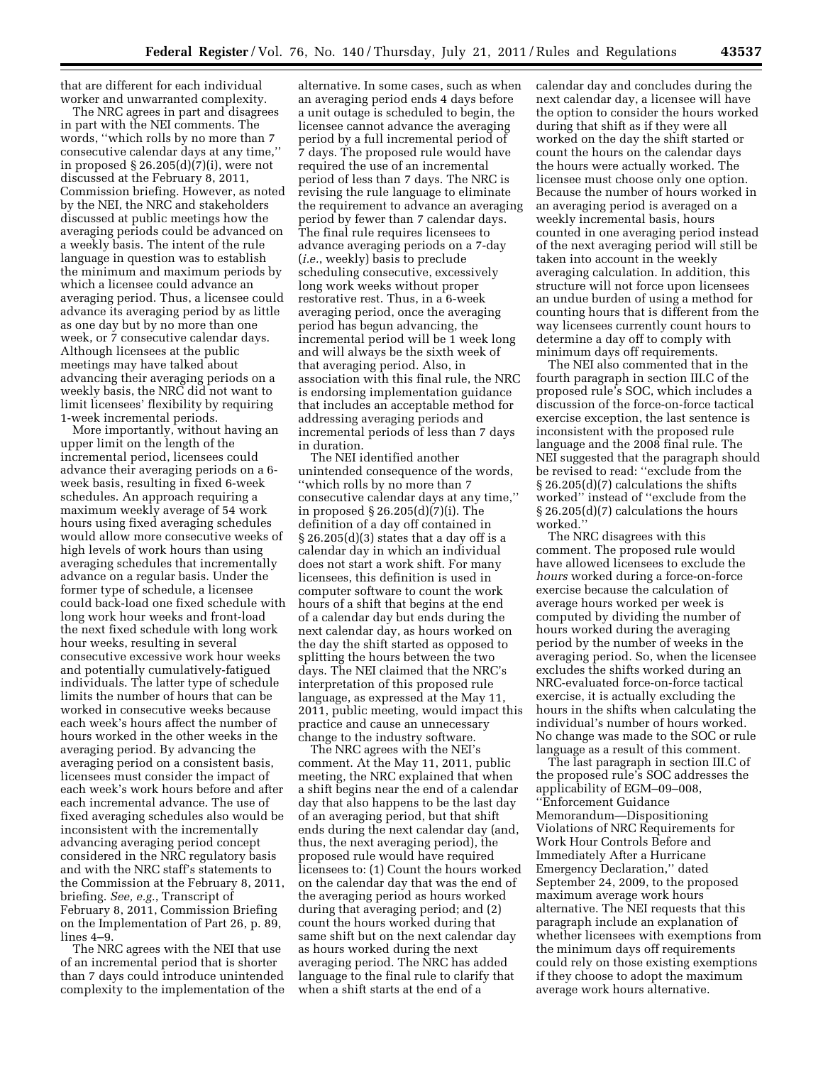that are different for each individual worker and unwarranted complexity.

The NRC agrees in part and disagrees in part with the NEI comments. The words, ''which rolls by no more than 7 consecutive calendar days at any time,'' in proposed § 26.205(d)(7)(i), were not discussed at the February 8, 2011, Commission briefing. However, as noted by the NEI, the NRC and stakeholders discussed at public meetings how the averaging periods could be advanced on a weekly basis. The intent of the rule language in question was to establish the minimum and maximum periods by which a licensee could advance an averaging period. Thus, a licensee could advance its averaging period by as little as one day but by no more than one week, or 7 consecutive calendar days. Although licensees at the public meetings may have talked about advancing their averaging periods on a weekly basis, the NRC did not want to limit licensees' flexibility by requiring 1-week incremental periods.

More importantly, without having an upper limit on the length of the incremental period, licensees could advance their averaging periods on a 6-week basis, resulting in fixed 6-week schedules. An approach requiring a maximum weekly average of 54 work hours using fixed averaging schedules would allow more consecutive weeks of high levels of work hours than using averaging schedules that incrementally advance on a regular basis. Under the former type of schedule, a licensee could back-load one fixed schedule with long work hour weeks and front-load the next fixed schedule with long work hour weeks, resulting in several consecutive excessive work hour weeks and potentially cumulatively-fatigued individuals. The latter type of schedule limits the number of hours that can be worked in consecutive weeks because each week's hours affect the number of hours worked in the other weeks in the averaging period. By advancing the averaging period on a consistent basis, licensees must consider the impact of each week's work hours before and after each incremental advance. The use of fixed averaging schedules also would be inconsistent with the incrementally advancing averaging period concept considered in the NRC regulatory basis and with the NRC staff's statements to the Commission at the February 8, 2011, briefing. *See, e.g.*, Transcript of February 8, 2011, Commission Briefing on the Implementation of Part 26, p. 89, lines 4–9.

The NRC agrees with the NEI that use of an incremental period that is shorter than 7 days could introduce unintended complexity to the implementation of the alternative. In some cases, such as when an averaging period ends 4 days before a unit outage is scheduled to begin, the licensee cannot advance the averaging period by a full incremental period of 7 days. The proposed rule would have required the use of an incremental period of less than 7 days. The NRC is revising the rule language to eliminate the requirement to advance an averaging period by fewer than 7 calendar days. The final rule requires licensees to advance averaging periods on a 7-day (*i.e.*, weekly) basis to preclude scheduling consecutive, excessively long work weeks without proper restorative rest. Thus, in a 6-week averaging period, once the averaging period has begun advancing, the incremental period will be 1 week long and will always be the sixth week of that averaging period. Also, in association with this final rule, the NRC is endorsing implementation guidance that includes an acceptable method for addressing averaging periods and incremental periods of less than 7 days in duration.

The NEI identified another unintended consequence of the words, ''which rolls by no more than 7 consecutive calendar days at any time,'' in proposed § 26.205(d)(7)(i). The definition of a day off contained in § 26.205(d)(3) states that a day off is a calendar day in which an individual does not start a work shift. For many licensees, this definition is used in computer software to count the work hours of a shift that begins at the end of a calendar day but ends during the next calendar day, as hours worked on the day the shift started as opposed to splitting the hours between the two days. The NEI claimed that the NRC's interpretation of this proposed rule language, as expressed at the May 11, 2011, public meeting, would impact this practice and cause an unnecessary change to the industry software.

The NRC agrees with the NEI's comment. At the May 11, 2011, public meeting, the NRC explained that when a shift begins near the end of a calendar day that also happens to be the last day of an averaging period, but that shift ends during the next calendar day (and, thus, the next averaging period), the proposed rule would have required licensees to: (1) Count the hours worked on the calendar day that was the end of the averaging period as hours worked during that averaging period; and (2) count the hours worked during that same shift but on the next calendar day as hours worked during the next averaging period. The NRC has added language to the final rule to clarify that when a shift starts at the end of a calendar day and concludes during the next calendar day, a licensee will have the option to consider the hours worked during that shift as if they were all worked on the day the shift started or count the hours on the calendar days the hours were actually worked. The licensee must choose only one option. Because the number of hours worked in an averaging period is averaged on a weekly incremental basis, hours counted in one averaging period instead of the next averaging period will still be taken into account in the weekly averaging calculation. In addition, this structure will not force upon licensees an undue burden of using a method for counting hours that is different from the way licensees currently count hours to determine a day off to comply with minimum days off requirements.

The NEI also commented that in the fourth paragraph in section III.C of the proposed rule's SOC, which includes a discussion of the force-on-force tactical exercise exception, the last sentence is inconsistent with the proposed rule language and the 2008 final rule. The NEI suggested that the paragraph should be revised to read: ''exclude from the § 26.205(d)(7) calculations the shifts worked'' instead of ''exclude from the § 26.205(d)(7) calculations the hours worked.''

The NRC disagrees with this comment. The proposed rule would have allowed licensees to exclude the *hours* worked during a force-on-force exercise because the calculation of average hours worked per week is computed by dividing the number of hours worked during the averaging period by the number of weeks in the averaging period. So, when the licensee excludes the shifts worked during an NRC-evaluated force-on-force tactical exercise, it is actually excluding the hours in the shifts when calculating the individual's number of hours worked. No change was made to the SOC or rule language as a result of this comment.

The last paragraph in section III.C of the proposed rule's SOC addresses the applicability of EGM–09–008, ''Enforcement Guidance Memorandum—Dispositioning Violations of NRC Requirements for Work Hour Controls Before and Immediately After a Hurricane Emergency Declaration,'' dated September 24, 2009, to the proposed maximum average work hours alternative. The NEI requests that this paragraph include an explanation of whether licensees with exemptions from the minimum days off requirements could rely on those existing exemptions if they choose to adopt the maximum average work hours alternative.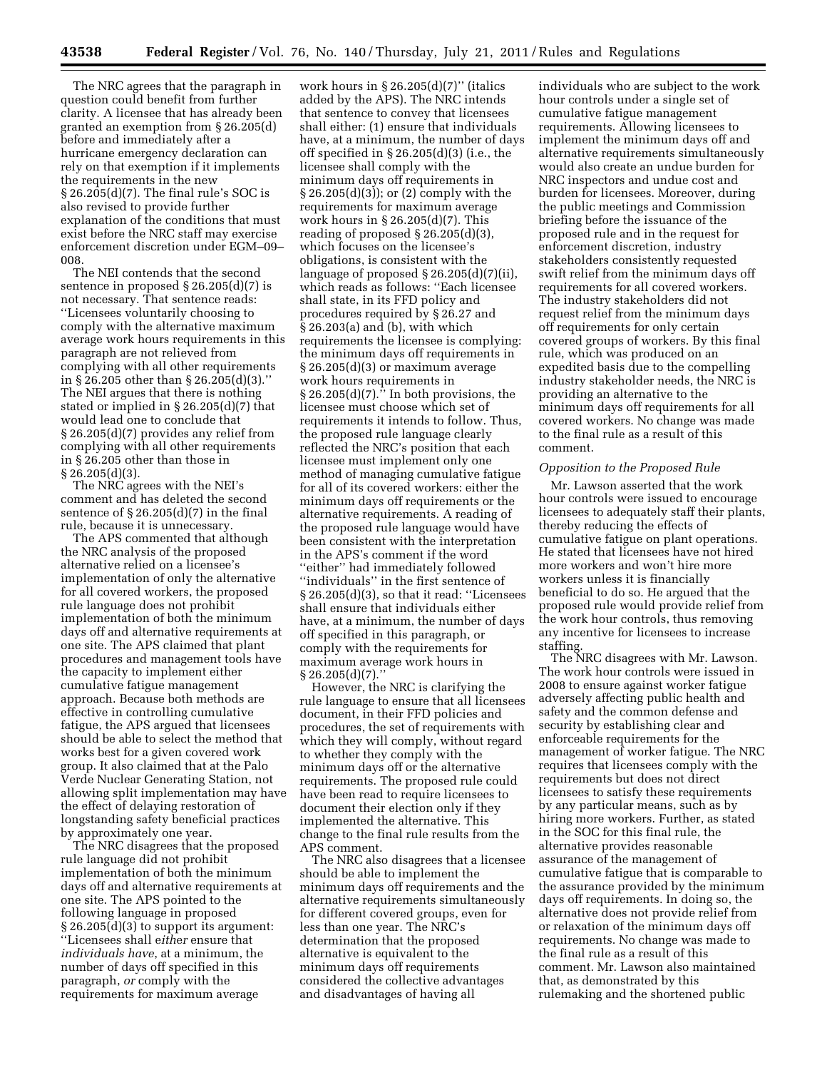The NRC agrees that the paragraph in question could benefit from further clarity. A licensee that has already been granted an exemption from § 26.205(d) before and immediately after a hurricane emergency declaration can rely on that exemption if it implements the requirements in the new § 26.205(d)(7). The final rule's SOC is also revised to provide further explanation of the conditions that must exist before the NRC staff may exercise enforcement discretion under EGM–09–008.

The NEI contends that the second sentence in proposed § 26.205(d)(7) is not necessary. That sentence reads: ''Licensees voluntarily choosing to comply with the alternative maximum average work hours requirements in this paragraph are not relieved from complying with all other requirements in § 26.205 other than § 26.205(d)(3).'' The NEI argues that there is nothing stated or implied in § 26.205(d)(7) that would lead one to conclude that § 26.205(d)(7) provides any relief from complying with all other requirements in § 26.205 other than those in § 26.205(d)(3).

The NRC agrees with the NEI's comment and has deleted the second sentence of § 26.205(d)(7) in the final rule, because it is unnecessary.

The APS commented that although the NRC analysis of the proposed alternative relied on a licensee's implementation of only the alternative for all covered workers, the proposed rule language does not prohibit implementation of both the minimum days off and alternative requirements at one site. The APS claimed that plant procedures and management tools have the capacity to implement either cumulative fatigue management approach. Because both methods are effective in controlling cumulative fatigue, the APS argued that licensees should be able to select the method that works best for a given covered work group. It also claimed that at the Palo Verde Nuclear Generating Station, not allowing split implementation may have the effect of delaying restoration of longstanding safety beneficial practices by approximately one year.

The NRC disagrees that the proposed rule language did not prohibit implementation of both the minimum days off and alternative requirements at one site. The APS pointed to the following language in proposed § 26.205(d)(3) to support its argument: ''Licensees shall e*ither* ensure that *individuals have*, at a minimum, the number of days off specified in this paragraph, *or* comply with the requirements for maximum average work hours in § 26.205(d)(7)'' (italics added by the APS). The NRC intends that sentence to convey that licensees shall either: (1) ensure that individuals have, at a minimum, the number of days off specified in § 26.205(d)(3) (i.e., the licensee shall comply with the minimum days off requirements in § 26.205(d)(3)); or (2) comply with the requirements for maximum average work hours in § 26.205(d)(7). This reading of proposed § 26.205(d)(3), which focuses on the licensee's obligations, is consistent with the language of proposed § 26.205(d)(7)(ii), which reads as follows: ''Each licensee shall state, in its FFD policy and procedures required by § 26.27 and § 26.203(a) and (b), with which requirements the licensee is complying: the minimum days off requirements in § 26.205(d)(3) or maximum average work hours requirements in § 26.205(d)(7).'' In both provisions, the licensee must choose which set of requirements it intends to follow. Thus, the proposed rule language clearly reflected the NRC's position that each licensee must implement only one method of managing cumulative fatigue for all of its covered workers: either the minimum days off requirements or the alternative requirements. A reading of the proposed rule language would have been consistent with the interpretation in the APS's comment if the word ''either'' had immediately followed ''individuals'' in the first sentence of § 26.205(d)(3), so that it read: ''Licensees shall ensure that individuals either have, at a minimum, the number of days off specified in this paragraph, or comply with the requirements for maximum average work hours in § 26.205(d)(7).''

However, the NRC is clarifying the rule language to ensure that all licensees document, in their FFD policies and procedures, the set of requirements with which they will comply, without regard to whether they comply with the minimum days off or the alternative requirements. The proposed rule could have been read to require licensees to document their election only if they implemented the alternative. This change to the final rule results from the APS comment.

The NRC also disagrees that a licensee should be able to implement the minimum days off requirements and the alternative requirements simultaneously for different covered groups, even for less than one year. The NRC's determination that the proposed alternative is equivalent to the minimum days off requirements considered the collective advantages and disadvantages of having all individuals who are subject to the work hour controls under a single set of cumulative fatigue management requirements. Allowing licensees to implement the minimum days off and alternative requirements simultaneously would also create an undue burden for NRC inspectors and undue cost and burden for licensees. Moreover, during the public meetings and Commission briefing before the issuance of the proposed rule and in the request for enforcement discretion, industry stakeholders consistently requested swift relief from the minimum days off requirements for all covered workers. The industry stakeholders did not request relief from the minimum days off requirements for only certain covered groups of workers. By this final rule, which was produced on an expedited basis due to the compelling industry stakeholder needs, the NRC is providing an alternative to the minimum days off requirements for all covered workers. No change was made to the final rule as a result of this comment.

### *Opposition to the Proposed Rule*

Mr. Lawson asserted that the work hour controls were issued to encourage licensees to adequately staff their plants, thereby reducing the effects of cumulative fatigue on plant operations. He stated that licensees have not hired more workers and won't hire more workers unless it is financially beneficial to do so. He argued that the proposed rule would provide relief from the work hour controls, thus removing any incentive for licensees to increase staffing.

The NRC disagrees with Mr. Lawson. The work hour controls were issued in 2008 to ensure against worker fatigue adversely affecting public health and safety and the common defense and security by establishing clear and enforceable requirements for the management of worker fatigue. The NRC requires that licensees comply with the requirements but does not direct licensees to satisfy these requirements by any particular means, such as by hiring more workers. Further, as stated in the SOC for this final rule, the alternative provides reasonable assurance of the management of cumulative fatigue that is comparable to the assurance provided by the minimum days off requirements. In doing so, the alternative does not provide relief from or relaxation of the minimum days off requirements. No change was made to the final rule as a result of this comment. Mr. Lawson also maintained that, as demonstrated by this rulemaking and the shortened public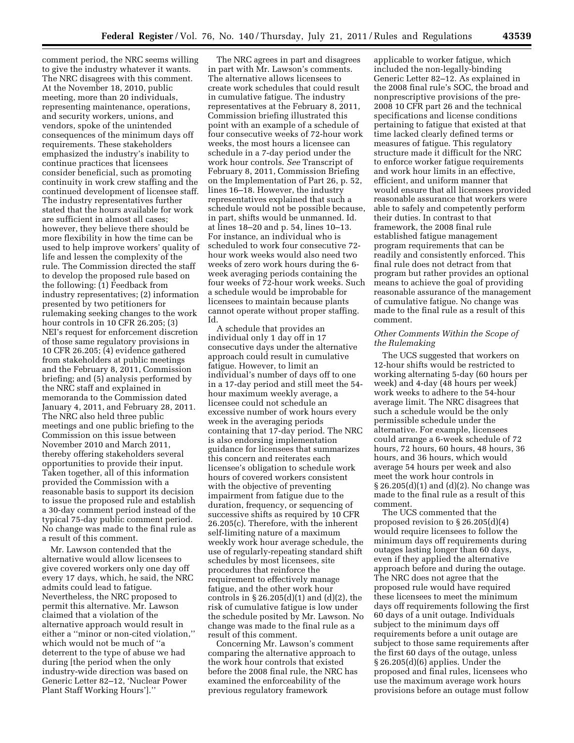comment period, the NRC seems willing to give the industry whatever it wants. The NRC disagrees with this comment. At the November 18, 2010, public meeting, more than 20 individuals, representing maintenance, operations, and security workers, unions, and vendors, spoke of the unintended consequences of the minimum days off requirements. These stakeholders emphasized the industry's inability to continue practices that licensees consider beneficial, such as promoting continuity in work crew staffing and the continued development of licensee staff. The industry representatives further stated that the hours available for work are sufficient in almost all cases; however, they believe there should be more flexibility in how the time can be used to help improve workers' quality of life and lessen the complexity of the rule. The Commission directed the staff to develop the proposed rule based on the following: (1) Feedback from industry representatives; (2) information presented by two petitioners for rulemaking seeking changes to the work hour controls in 10 CFR 26.205; (3) NEI's request for enforcement discretion of those same regulatory provisions in 10 CFR 26.205; (4) evidence gathered from stakeholders at public meetings and the February 8, 2011, Commission briefing; and (5) analysis performed by the NRC staff and explained in memoranda to the Commission dated January 4, 2011, and February 28, 2011. The NRC also held three public meetings and one public briefing to the Commission on this issue between November 2010 and March 2011, thereby offering stakeholders several opportunities to provide their input. Taken together, all of this information provided the Commission with a reasonable basis to support its decision to issue the proposed rule and establish a 30-day comment period instead of the typical 75-day public comment period. No change was made to the final rule as a result of this comment.

Mr. Lawson contended that the alternative would allow licensees to give covered workers only one day off every 17 days, which, he said, the NRC admits could lead to fatigue. Nevertheless, the NRC proposed to permit this alternative. Mr. Lawson claimed that a violation of the alternative approach would result in either a ''minor or non-cited violation,'' which would not be much of ''a deterrent to the type of abuse we had during [the period when the only industry-wide direction was based on Generic Letter 82–12, 'Nuclear Power Plant Staff Working Hours'].''

The NRC agrees in part and disagrees in part with Mr. Lawson's comments. The alternative allows licensees to create work schedules that could result in cumulative fatigue. The industry representatives at the February 8, 2011, Commission briefing illustrated this point with an example of a schedule of four consecutive weeks of 72-hour work weeks, the most hours a licensee can schedule in a 7-day period under the work hour controls. *See* Transcript of February 8, 2011, Commission Briefing on the Implementation of Part 26, p. 52, lines 16–18. However, the industry representatives explained that such a schedule would not be possible because, in part, shifts would be unmanned. Id. at lines 18–20 and p. 54, lines 10–13. For instance, an individual who is scheduled to work four consecutive 72-hour work weeks would also need two weeks of zero work hours during the 6-week averaging periods containing the four weeks of 72-hour work weeks. Such a schedule would be improbable for licensees to maintain because plants cannot operate without proper staffing. Id.

A schedule that provides an individual only 1 day off in 17 consecutive days under the alternative approach could result in cumulative fatigue. However, to limit an individual's number of days off to one in a 17-day period and still meet the 54-hour maximum weekly average, a licensee could not schedule an excessive number of work hours every week in the averaging periods containing that 17-day period. The NRC is also endorsing implementation guidance for licensees that summarizes this concern and reiterates each licensee's obligation to schedule work hours of covered workers consistent with the objective of preventing impairment from fatigue due to the duration, frequency, or sequencing of successive shifts as required by 10 CFR 26.205(c). Therefore, with the inherent self-limiting nature of a maximum weekly work hour average schedule, the use of regularly-repeating standard shift schedules by most licensees, site procedures that reinforce the requirement to effectively manage fatigue, and the other work hour controls in § 26.205(d)(1) and (d)(2), the risk of cumulative fatigue is low under the schedule posited by Mr. Lawson. No change was made to the final rule as a result of this comment.

Concerning Mr. Lawson's comment comparing the alternative approach to the work hour controls that existed before the 2008 final rule, the NRC has examined the enforceability of the previous regulatory framework applicable to worker fatigue, which included the non-legally-binding Generic Letter 82–12. As explained in the 2008 final rule's SOC, the broad and nonprescriptive provisions of the pre-2008 10 CFR part 26 and the technical specifications and license conditions pertaining to fatigue that existed at that time lacked clearly defined terms or measures of fatigue. This regulatory structure made it difficult for the NRC to enforce worker fatigue requirements and work hour limits in an effective, efficient, and uniform manner that would ensure that all licensees provided reasonable assurance that workers were able to safely and competently perform their duties. In contrast to that framework, the 2008 final rule established fatigue management program requirements that can be readily and consistently enforced. This final rule does not detract from that program but rather provides an optional means to achieve the goal of providing reasonable assurance of the management of cumulative fatigue. No change was made to the final rule as a result of this comment.

### *Other Comments Within the Scope of the Rulemaking*

The UCS suggested that workers on 12-hour shifts would be restricted to working alternating 5-day (60 hours per week) and 4-day (48 hours per week) work weeks to adhere to the 54-hour average limit. The NRC disagrees that such a schedule would be the only permissible schedule under the alternative. For example, licensees could arrange a 6-week schedule of 72 hours, 72 hours, 60 hours, 48 hours, 36 hours, and 36 hours, which would average 54 hours per week and also meet the work hour controls in § 26.205(d)(1) and (d)(2). No change was made to the final rule as a result of this comment.

The UCS commented that the proposed revision to § 26.205(d)(4) would require licensees to follow the minimum days off requirements during outages lasting longer than 60 days, even if they applied the alternative approach before and during the outage. The NRC does not agree that the proposed rule would have required these licensees to meet the minimum days off requirements following the first 60 days of a unit outage. Individuals subject to the minimum days off requirements before a unit outage are subject to those same requirements after the first 60 days of the outage, unless § 26.205(d)(6) applies. Under the proposed and final rules, licensees who use the maximum average work hours provisions before an outage must follow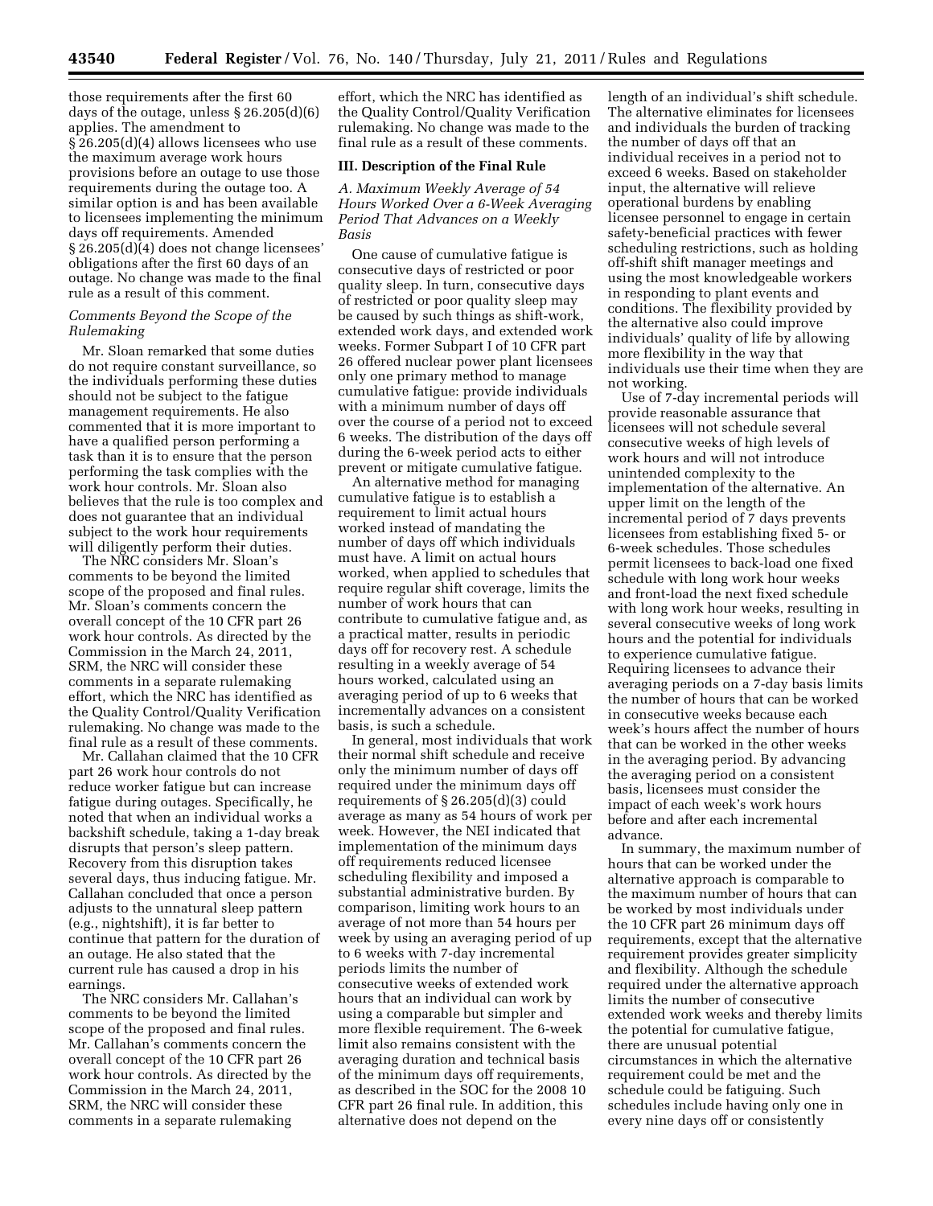those requirements after the first 60 days of the outage, unless § 26.205(d)(6) applies. The amendment to § 26.205(d)(4) allows licensees who use the maximum average work hours provisions before an outage to use those requirements during the outage too. A similar option is and has been available to licensees implementing the minimum days off requirements. Amended § 26.205(d)(4) does not change licensees' obligations after the first 60 days of an outage. No change was made to the final rule as a result of this comment.

*Comments Beyond the Scope of the Rulemaking*

Mr. Sloan remarked that some duties do not require constant surveillance, so the individuals performing these duties should not be subject to the fatigue management requirements. He also commented that it is more important to have a qualified person performing a task than it is to ensure that the person performing the task complies with the work hour controls. Mr. Sloan also believes that the rule is too complex and does not guarantee that an individual subject to the work hour requirements will diligently perform their duties.

The NRC considers Mr. Sloan's comments to be beyond the limited scope of the proposed and final rules. Mr. Sloan's comments concern the overall concept of the 10 CFR part 26 work hour controls. As directed by the Commission in the March 24, 2011, SRM, the NRC will consider these comments in a separate rulemaking effort, which the NRC has identified as the Quality Control/Quality Verification rulemaking. No change was made to the final rule as a result of these comments.

Mr. Callahan claimed that the 10 CFR part 26 work hour controls do not reduce worker fatigue but can increase fatigue during outages. Specifically, he noted that when an individual works a backshift schedule, taking a 1-day break disrupts that person's sleep pattern. Recovery from this disruption takes several days, thus inducing fatigue. Mr. Callahan concluded that once a person adjusts to the unnatural sleep pattern (e.g., nightshift), it is far better to continue that pattern for the duration of an outage. He also stated that the current rule has caused a drop in his earnings.

The NRC considers Mr. Callahan's comments to be beyond the limited scope of the proposed and final rules. Mr. Callahan's comments concern the overall concept of the 10 CFR part 26 work hour controls. As directed by the Commission in the March 24, 2011, SRM, the NRC will consider these comments in a separate rulemaking effort, which the NRC has identified as the Quality Control/Quality Verification rulemaking. No change was made to the final rule as a result of these comments.

## III. Description of the Final Rule

### *A. Maximum Weekly Average of 54 Hours Worked Over a 6-Week Averaging Period That Advances on a Weekly Basis*

One cause of cumulative fatigue is consecutive days of restricted or poor quality sleep. In turn, consecutive days of restricted or poor quality sleep may be caused by such things as shift-work, extended work days, and extended work weeks. Former Subpart I of 10 CFR part 26 offered nuclear power plant licensees only one primary method to manage cumulative fatigue: provide individuals with a minimum number of days off over the course of a period not to exceed 6 weeks. The distribution of the days off during the 6-week period acts to either prevent or mitigate cumulative fatigue.

An alternative method for managing cumulative fatigue is to establish a requirement to limit actual hours worked instead of mandating the number of days off which individuals must have. A limit on actual hours worked, when applied to schedules that require regular shift coverage, limits the number of work hours that can contribute to cumulative fatigue and, as a practical matter, results in periodic days off for recovery rest. A schedule resulting in a weekly average of 54 hours worked, calculated using an averaging period of up to 6 weeks that incrementally advances on a consistent basis, is such a schedule.

In general, most individuals that work their normal shift schedule and receive only the minimum number of days off required under the minimum days off requirements of § 26.205(d)(3) could average as many as 54 hours of work per week. However, the NEI indicated that implementation of the minimum days off requirements reduced licensee scheduling flexibility and imposed a substantial administrative burden. By comparison, limiting work hours to an average of not more than 54 hours per week by using an averaging period of up to 6 weeks with 7-day incremental periods limits the number of consecutive weeks of extended work hours that an individual can work by using a comparable but simpler and more flexible requirement. The 6-week limit also remains consistent with the averaging duration and technical basis of the minimum days off requirements, as described in the SOC for the 2008 10 CFR part 26 final rule. In addition, this alternative does not depend on the length of an individual's shift schedule. The alternative eliminates for licensees and individuals the burden of tracking the number of days off that an individual receives in a period not to exceed 6 weeks. Based on stakeholder input, the alternative will relieve operational burdens by enabling licensee personnel to engage in certain safety-beneficial practices with fewer scheduling restrictions, such as holding off-shift shift manager meetings and using the most knowledgeable workers in responding to plant events and conditions. The flexibility provided by the alternative also could improve individuals' quality of life by allowing more flexibility in the way that individuals use their time when they are not working.

Use of 7-day incremental periods will provide reasonable assurance that licensees will not schedule several consecutive weeks of high levels of work hours and will not introduce unintended complexity to the implementation of the alternative. An upper limit on the length of the incremental period of 7 days prevents licensees from establishing fixed 5- or 6-week schedules. Those schedules permit licensees to back-load one fixed schedule with long work hour weeks and front-load the next fixed schedule with long work hour weeks, resulting in several consecutive weeks of long work hours and the potential for individuals to experience cumulative fatigue. Requiring licensees to advance their averaging periods on a 7-day basis limits the number of hours that can be worked in consecutive weeks because each week's hours affect the number of hours that can be worked in the other weeks in the averaging period. By advancing the averaging period on a consistent basis, licensees must consider the impact of each week's work hours before and after each incremental advance.

In summary, the maximum number of hours that can be worked under the alternative approach is comparable to the maximum number of hours that can be worked by most individuals under the 10 CFR part 26 minimum days off requirements, except that the alternative requirement provides greater simplicity and flexibility. Although the schedule required under the alternative approach limits the number of consecutive extended work weeks and thereby limits the potential for cumulative fatigue, there are unusual potential circumstances in which the alternative requirement could be met and the schedule could be fatiguing. Such schedules include having only one in every nine days off or consistently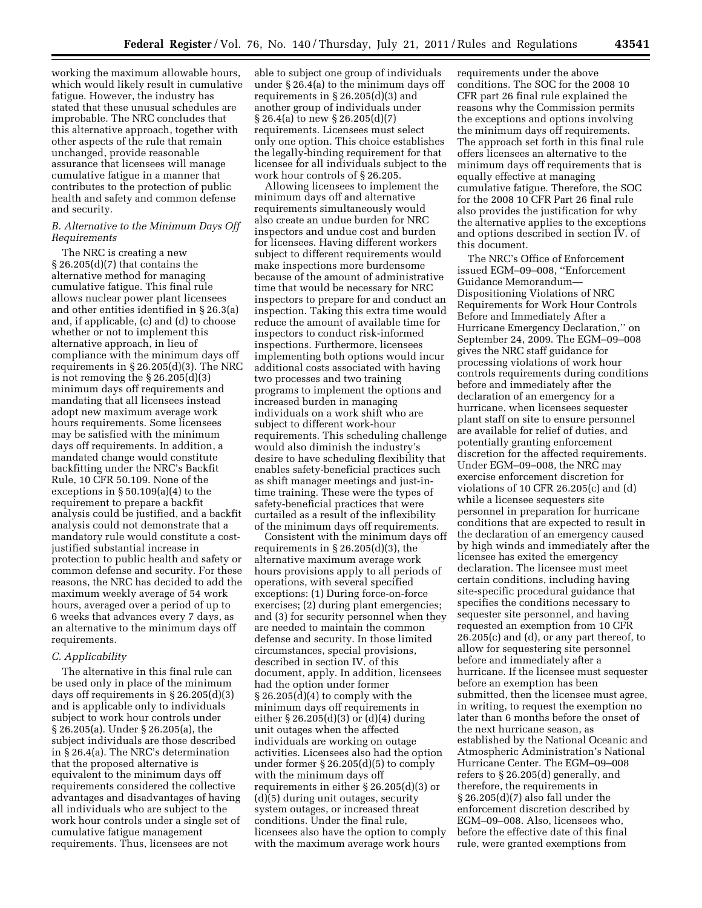working the maximum allowable hours, which would likely result in cumulative fatigue. However, the industry has stated that these unusual schedules are improbable. The NRC concludes that this alternative approach, together with other aspects of the rule that remain unchanged, provide reasonable assurance that licensees will manage cumulative fatigue in a manner that contributes to the protection of public health and safety and common defense and security.

### *B. Alternative to the Minimum Days Off Requirements*

The NRC is creating a new § 26.205(d)(7) that contains the alternative method for managing cumulative fatigue. This final rule allows nuclear power plant licensees and other entities identified in § 26.3(a) and, if applicable, (c) and (d) to choose whether or not to implement this alternative approach, in lieu of compliance with the minimum days off requirements in § 26.205(d)(3). The NRC is not removing the § 26.205(d)(3) minimum days off requirements and mandating that all licensees instead adopt new maximum average work hours requirements. Some licensees may be satisfied with the minimum days off requirements. In addition, a mandated change would constitute backfitting under the NRC's Backfit Rule, 10 CFR 50.109. None of the exceptions in § 50.109(a)(4) to the requirement to prepare a backfit analysis could be justified, and a backfit analysis could not demonstrate that a mandatory rule would constitute a cost-justified substantial increase in protection to public health and safety or common defense and security. For these reasons, the NRC has decided to add the maximum weekly average of 54 work hours, averaged over a period of up to 6 weeks that advances every 7 days, as an alternative to the minimum days off requirements.

### *C. Applicability*

The alternative in this final rule can be used only in place of the minimum days off requirements in § 26.205(d)(3) and is applicable only to individuals subject to work hour controls under § 26.205(a). Under § 26.205(a), the subject individuals are those described in § 26.4(a). The NRC's determination that the proposed alternative is equivalent to the minimum days off requirements considered the collective advantages and disadvantages of having all individuals who are subject to the work hour controls under a single set of cumulative fatigue management requirements. Thus, licensees are not able to subject one group of individuals under § 26.4(a) to the minimum days off requirements in § 26.205(d)(3) and another group of individuals under § 26.4(a) to new § 26.205(d)(7) requirements. Licensees must select only one option. This choice establishes the legally-binding requirement for that licensee for all individuals subject to the work hour controls of § 26.205.

Allowing licensees to implement the minimum days off and alternative requirements simultaneously would also create an undue burden for NRC inspectors and undue cost and burden for licensees. Having different workers subject to different requirements would make inspections more burdensome because of the amount of administrative time that would be necessary for NRC inspectors to prepare for and conduct an inspection. Taking this extra time would reduce the amount of available time for inspectors to conduct risk-informed inspections. Furthermore, licensees implementing both options would incur additional costs associated with having two processes and two training programs to implement the options and increased burden in managing individuals on a work shift who are subject to different work-hour requirements. This scheduling challenge would also diminish the industry's desire to have scheduling flexibility that enables safety-beneficial practices such as shift manager meetings and just-in-time training. These were the types of safety-beneficial practices that were curtailed as a result of the inflexibility of the minimum days off requirements.

Consistent with the minimum days off requirements in § 26.205(d)(3), the alternative maximum average work hours provisions apply to all periods of operations, with several specified exceptions: (1) During force-on-force exercises; (2) during plant emergencies; and (3) for security personnel when they are needed to maintain the common defense and security. In those limited circumstances, special provisions, described in section IV. of this document, apply. In addition, licensees had the option under former § 26.205(d)(4) to comply with the minimum days off requirements in either § 26.205(d)(3) or (d)(4) during unit outages when the affected individuals are working on outage activities. Licensees also had the option under former § 26.205(d)(5) to comply with the minimum days off requirements in either § 26.205(d)(3) or (d)(5) during unit outages, security system outages, or increased threat conditions. Under the final rule, licensees also have the option to comply with the maximum average work hours requirements under the above conditions. The SOC for the 2008 10 CFR part 26 final rule explained the reasons why the Commission permits the exceptions and options involving the minimum days off requirements. The approach set forth in this final rule offers licensees an alternative to the minimum days off requirements that is equally effective at managing cumulative fatigue. Therefore, the SOC for the 2008 10 CFR Part 26 final rule also provides the justification for why the alternative applies to the exceptions and options described in section IV. of this document.

The NRC's Office of Enforcement issued EGM–09–008, ''Enforcement Guidance Memorandum—Dispositioning Violations of NRC Requirements for Work Hour Controls Before and Immediately After a Hurricane Emergency Declaration,'' on September 24, 2009. The EGM–09–008 gives the NRC staff guidance for processing violations of work hour controls requirements during conditions before and immediately after the declaration of an emergency for a hurricane, when licensees sequester plant staff on site to ensure personnel are available for relief of duties, and potentially granting enforcement discretion for the affected requirements. Under EGM–09–008, the NRC may exercise enforcement discretion for violations of 10 CFR 26.205(c) and (d) while a licensee sequesters site personnel in preparation for hurricane conditions that are expected to result in the declaration of an emergency caused by high winds and immediately after the licensee has exited the emergency declaration. The licensee must meet certain conditions, including having site-specific procedural guidance that specifies the conditions necessary to sequester site personnel, and having requested an exemption from 10 CFR 26.205(c) and (d), or any part thereof, to allow for sequestering site personnel before and immediately after a hurricane. If the licensee must sequester before an exemption has been submitted, then the licensee must agree, in writing, to request the exemption no later than 6 months before the onset of the next hurricane season, as established by the National Oceanic and Atmospheric Administration's National Hurricane Center. The EGM–09–008 refers to § 26.205(d) generally, and therefore, the requirements in § 26.205(d)(7) also fall under the enforcement discretion described by EGM–09–008. Also, licensees who, before the effective date of this final rule, were granted exemptions from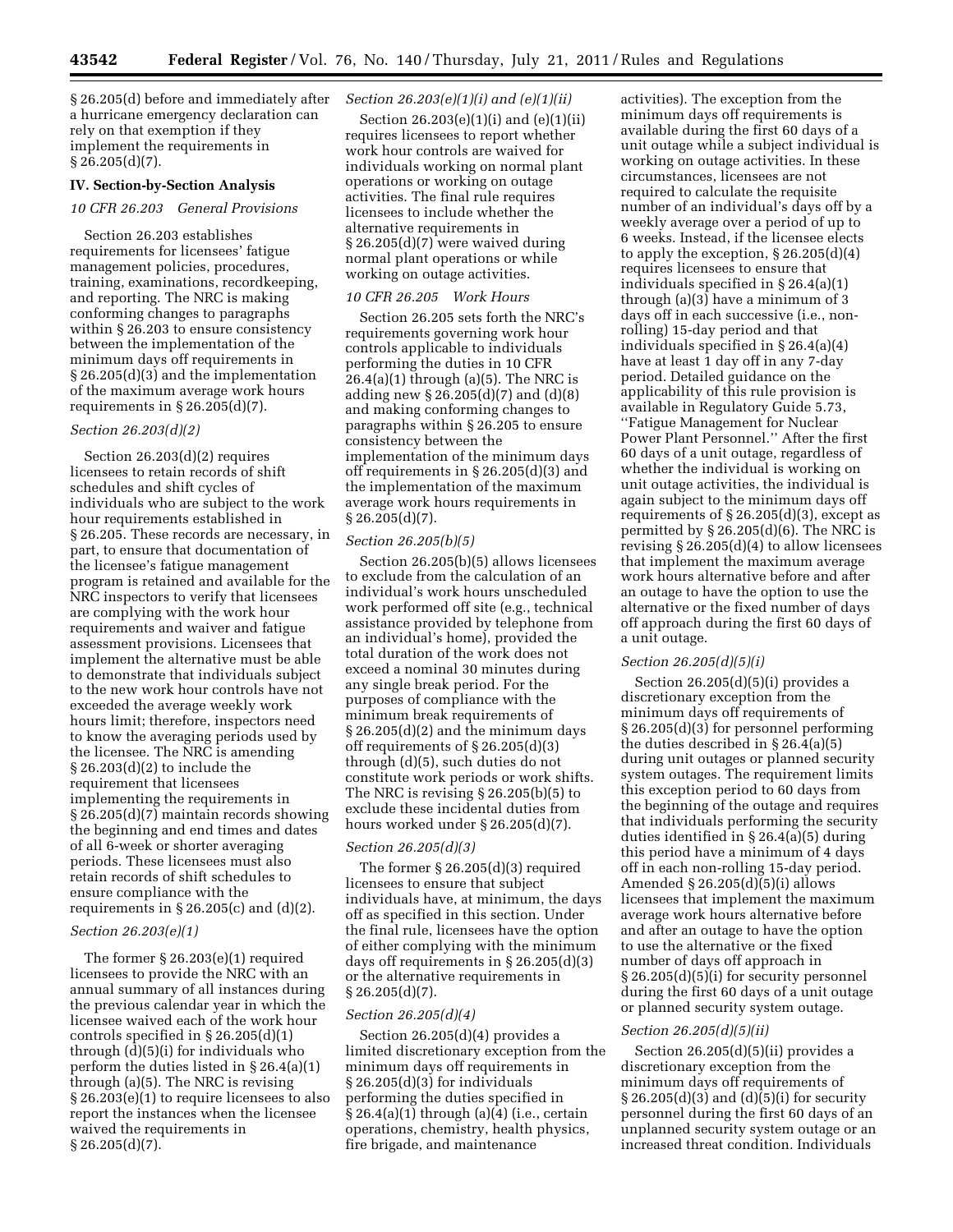§ 26.205(d) before and immediately after a hurricane emergency declaration can rely on that exemption if they implement the requirements in § 26.205(d)(7).

## IV. Section-by-Section Analysis

### *10 CFR 26.203 General Provisions*

Section 26.203 establishes requirements for licensees' fatigue management policies, procedures, training, examinations, recordkeeping, and reporting. The NRC is making conforming changes to paragraphs within § 26.203 to ensure consistency between the implementation of the minimum days off requirements in § 26.205(d)(3) and the implementation of the maximum average work hours requirements in § 26.205(d)(7).

### *Section 26.203(d)(2)*

Section 26.203(d)(2) requires licensees to retain records of shift schedules and shift cycles of individuals who are subject to the work hour requirements established in § 26.205. These records are necessary, in part, to ensure that documentation of the licensee's fatigue management program is retained and available for the NRC inspectors to verify that licensees are complying with the work hour requirements and waiver and fatigue assessment provisions. Licensees that implement the alternative must be able to demonstrate that individuals subject to the new work hour controls have not exceeded the average weekly work hours limit; therefore, inspectors need to know the averaging periods used by the licensee. The NRC is amending § 26.203(d)(2) to include the requirement that licensees implementing the requirements in § 26.205(d)(7) maintain records showing the beginning and end times and dates of all 6-week or shorter averaging periods. These licensees must also retain records of shift schedules to ensure compliance with the requirements in § 26.205(c) and (d)(2).

### *Section 26.203(e)(1)*

The former § 26.203(e)(1) required licensees to provide the NRC with an annual summary of all instances during the previous calendar year in which the licensee waived each of the work hour controls specified in § 26.205(d)(1) through (d)(5)(i) for individuals who perform the duties listed in § 26.4(a)(1) through (a)(5). The NRC is revising § 26.203(e)(1) to require licensees to also report the instances when the licensee waived the requirements in § 26.205(d)(7).

### *Section 26.203(e)(1)(i) and (e)(1)(ii)*

Section 26.203(e)(1)(i) and (e)(1)(ii) requires licensees to report whether work hour controls are waived for individuals working on normal plant operations or working on outage activities. The final rule requires licensees to include whether the alternative requirements in § 26.205(d)(7) were waived during normal plant operations or while working on outage activities.

### *10 CFR 26.205 Work Hours*

Section 26.205 sets forth the NRC's requirements governing work hour controls applicable to individuals performing the duties in 10 CFR 26.4(a)(1) through (a)(5). The NRC is adding new § 26.205(d)(7) and (d)(8) and making conforming changes to paragraphs within § 26.205 to ensure consistency between the implementation of the minimum days off requirements in § 26.205(d)(3) and the implementation of the maximum average work hours requirements in § 26.205(d)(7).

### *Section 26.205(b)(5)*

Section 26.205(b)(5) allows licensees to exclude from the calculation of an individual's work hours unscheduled work performed off site (e.g., technical assistance provided by telephone from an individual's home), provided the total duration of the work does not exceed a nominal 30 minutes during any single break period. For the purposes of compliance with the minimum break requirements of § 26.205(d)(2) and the minimum days off requirements of § 26.205(d)(3) through (d)(5), such duties do not constitute work periods or work shifts. The NRC is revising § 26.205(b)(5) to exclude these incidental duties from hours worked under § 26.205(d)(7).

### *Section 26.205(d)(3)*

The former § 26.205(d)(3) required licensees to ensure that subject individuals have, at minimum, the days off as specified in this section. Under the final rule, licensees have the option of either complying with the minimum days off requirements in § 26.205(d)(3) or the alternative requirements in § 26.205(d)(7).

### *Section 26.205(d)(4)*

Section 26.205(d)(4) provides a limited discretionary exception from the minimum days off requirements in § 26.205(d)(3) for individuals performing the duties specified in § 26.4(a)(1) through (a)(4) (i.e., certain operations, chemistry, health physics, fire brigade, and maintenance activities). The exception from the minimum days off requirements is available during the first 60 days of a unit outage while a subject individual is working on outage activities. In these circumstances, licensees are not required to calculate the requisite number of an individual's days off by a weekly average over a period of up to 6 weeks. Instead, if the licensee elects to apply the exception, § 26.205(d)(4) requires licensees to ensure that individuals specified in § 26.4(a)(1) through (a)(3) have a minimum of 3 days off in each successive (i.e., non-rolling) 15-day period and that individuals specified in § 26.4(a)(4) have at least 1 day off in any 7-day period. Detailed guidance on the applicability of this rule provision is available in Regulatory Guide 5.73, ''Fatigue Management for Nuclear Power Plant Personnel.'' After the first 60 days of a unit outage, regardless of whether the individual is working on unit outage activities, the individual is again subject to the minimum days off requirements of § 26.205(d)(3), except as permitted by § 26.205(d)(6). The NRC is revising § 26.205(d)(4) to allow licensees that implement the maximum average work hours alternative before and after an outage to have the option to use the alternative or the fixed number of days off approach during the first 60 days of a unit outage.

### *Section 26.205(d)(5)(i)*

Section 26.205(d)(5)(i) provides a discretionary exception from the minimum days off requirements of § 26.205(d)(3) for personnel performing the duties described in § 26.4(a)(5) during unit outages or planned security system outages. The requirement limits this exception period to 60 days from the beginning of the outage and requires that individuals performing the security duties identified in § 26.4(a)(5) during this period have a minimum of 4 days off in each non-rolling 15-day period. Amended § 26.205(d)(5)(i) allows licensees that implement the maximum average work hours alternative before and after an outage to have the option to use the alternative or the fixed number of days off approach in § 26.205(d)(5)(i) for security personnel during the first 60 days of a unit outage or planned security system outage.

### *Section 26.205(d)(5)(ii)*

Section 26.205(d)(5)(ii) provides a discretionary exception from the minimum days off requirements of § 26.205(d)(3) and (d)(5)(i) for security personnel during the first 60 days of an unplanned security system outage or an increased threat condition. Individuals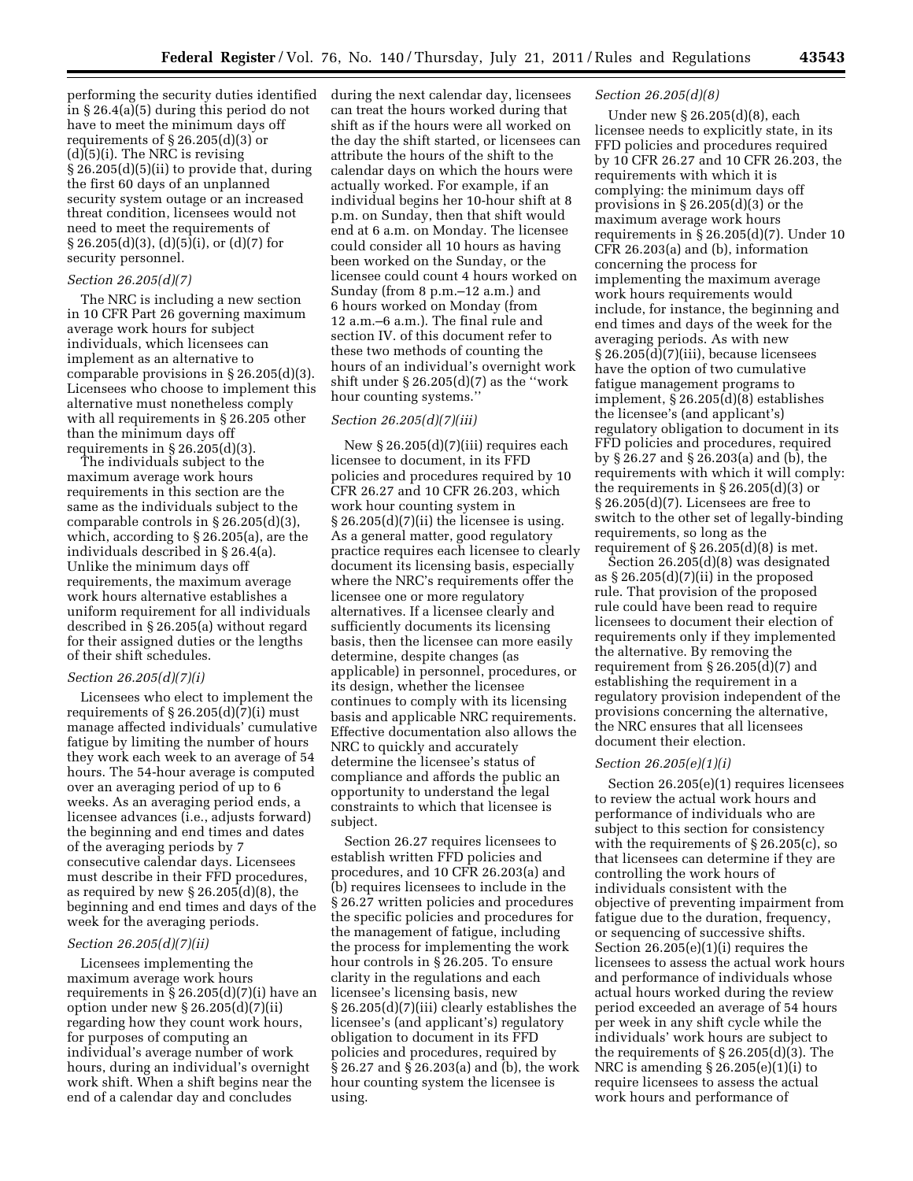performing the security duties identified in § 26.4(a)(5) during this period do not have to meet the minimum days off requirements of § 26.205(d)(3) or (d)(5)(i). The NRC is revising § 26.205(d)(5)(ii) to provide that, during the first 60 days of an unplanned security system outage or an increased threat condition, licensees would not need to meet the requirements of § 26.205(d)(3), (d)(5)(i), or (d)(7) for security personnel.

*Section 26.205(d)(7)*

The NRC is including a new section in 10 CFR Part 26 governing maximum average work hours for subject individuals, which licensees can implement as an alternative to comparable provisions in § 26.205(d)(3). Licensees who choose to implement this alternative must nonetheless comply with all requirements in § 26.205 other than the minimum days off requirements in § 26.205(d)(3).

The individuals subject to the maximum average work hours requirements in this section are the same as the individuals subject to the comparable controls in § 26.205(d)(3), which, according to § 26.205(a), are the individuals described in § 26.4(a). Unlike the minimum days off requirements, the maximum average work hours alternative establishes a uniform requirement for all individuals described in § 26.205(a) without regard for their assigned duties or the lengths of their shift schedules.

*Section 26.205(d)(7)(i)*

Licensees who elect to implement the requirements of § 26.205(d)(7)(i) must manage affected individuals' cumulative fatigue by limiting the number of hours they work each week to an average of 54 hours. The 54-hour average is computed over an averaging period of up to 6 weeks. As an averaging period ends, a licensee advances (i.e., adjusts forward) the beginning and end times and dates of the averaging periods by 7 consecutive calendar days. Licensees must describe in their FFD procedures, as required by new § 26.205(d)(8), the beginning and end times and days of the week for the averaging periods.

*Section 26.205(d)(7)(ii)*

Licensees implementing the maximum average work hours requirements in § 26.205(d)(7)(i) have an option under new § 26.205(d)(7)(ii) regarding how they count work hours, for purposes of computing an individual's average number of work hours, during an individual's overnight work shift. When a shift begins near the end of a calendar day and concludes during the next calendar day, licensees can treat the hours worked during that shift as if the hours were all worked on the day the shift started, or licensees can attribute the hours of the shift to the calendar days on which the hours were actually worked. For example, if an individual begins her 10-hour shift at 8 p.m. on Sunday, then that shift would end at 6 a.m. on Monday. The licensee could consider all 10 hours as having been worked on the Sunday, or the licensee could count 4 hours worked on Sunday (from 8 p.m.–12 a.m.) and 6 hours worked on Monday (from 12 a.m.–6 a.m.). The final rule and section IV. of this document refer to these two methods of counting the hours of an individual's overnight work shift under § 26.205(d)(7) as the ''work hour counting systems.''

*Section 26.205(d)(7)(iii)*

New § 26.205(d)(7)(iii) requires each licensee to document, in its FFD policies and procedures required by 10 CFR 26.27 and 10 CFR 26.203, which work hour counting system in § 26.205(d)(7)(ii) the licensee is using. As a general matter, good regulatory practice requires each licensee to clearly document its licensing basis, especially where the NRC's requirements offer the licensee one or more regulatory alternatives. If a licensee clearly and sufficiently documents its licensing basis, then the licensee can more easily determine, despite changes (as applicable) in personnel, procedures, or its design, whether the licensee continues to comply with its licensing basis and applicable NRC requirements. Effective documentation also allows the NRC to quickly and accurately determine the licensee's status of compliance and affords the public an opportunity to understand the legal constraints to which that licensee is subject.

Section 26.27 requires licensees to establish written FFD policies and procedures, and 10 CFR 26.203(a) and (b) requires licensees to include in the § 26.27 written policies and procedures the specific policies and procedures for the management of fatigue, including the process for implementing the work hour controls in § 26.205. To ensure clarity in the regulations and each licensee's licensing basis, new § 26.205(d)(7)(iii) clearly establishes the licensee's (and applicant's) regulatory obligation to document in its FFD policies and procedures, required by § 26.27 and § 26.203(a) and (b), the work hour counting system the licensee is using.

*Section 26.205(d)(8)*

Under new § 26.205(d)(8), each licensee needs to explicitly state, in its FFD policies and procedures required by 10 CFR 26.27 and 10 CFR 26.203, the requirements with which it is complying: the minimum days off provisions in § 26.205(d)(3) or the maximum average work hours requirements in § 26.205(d)(7). Under 10 CFR 26.203(a) and (b), information concerning the process for implementing the maximum average work hours requirements would include, for instance, the beginning and end times and days of the week for the averaging periods. As with new § 26.205(d)(7)(iii), because licensees have the option of two cumulative fatigue management programs to implement, § 26.205(d)(8) establishes the licensee's (and applicant's) regulatory obligation to document in its FFD policies and procedures, required by § 26.27 and § 26.203(a) and (b), the requirements with which it will comply: the requirements in § 26.205(d)(3) or § 26.205(d)(7). Licensees are free to switch to the other set of legally-binding requirements, so long as the requirement of § 26.205(d)(8) is met.

Section 26.205(d)(8) was designated as § 26.205(d)(7)(ii) in the proposed rule. That provision of the proposed rule could have been read to require licensees to document their election of requirements only if they implemented the alternative. By removing the requirement from § 26.205(d)(7) and establishing the requirement in a regulatory provision independent of the provisions concerning the alternative, the NRC ensures that all licensees document their election.

*Section 26.205(e)(1)(i)*

Section 26.205(e)(1) requires licensees to review the actual work hours and performance of individuals who are subject to this section for consistency with the requirements of § 26.205(c), so that licensees can determine if they are controlling the work hours of individuals consistent with the objective of preventing impairment from fatigue due to the duration, frequency, or sequencing of successive shifts. Section 26.205(e)(1)(i) requires the licensees to assess the actual work hours and performance of individuals whose actual hours worked during the review period exceeded an average of 54 hours per week in any shift cycle while the individuals' work hours are subject to the requirements of § 26.205(d)(3). The NRC is amending § 26.205(e)(1)(i) to require licensees to assess the actual work hours and performance of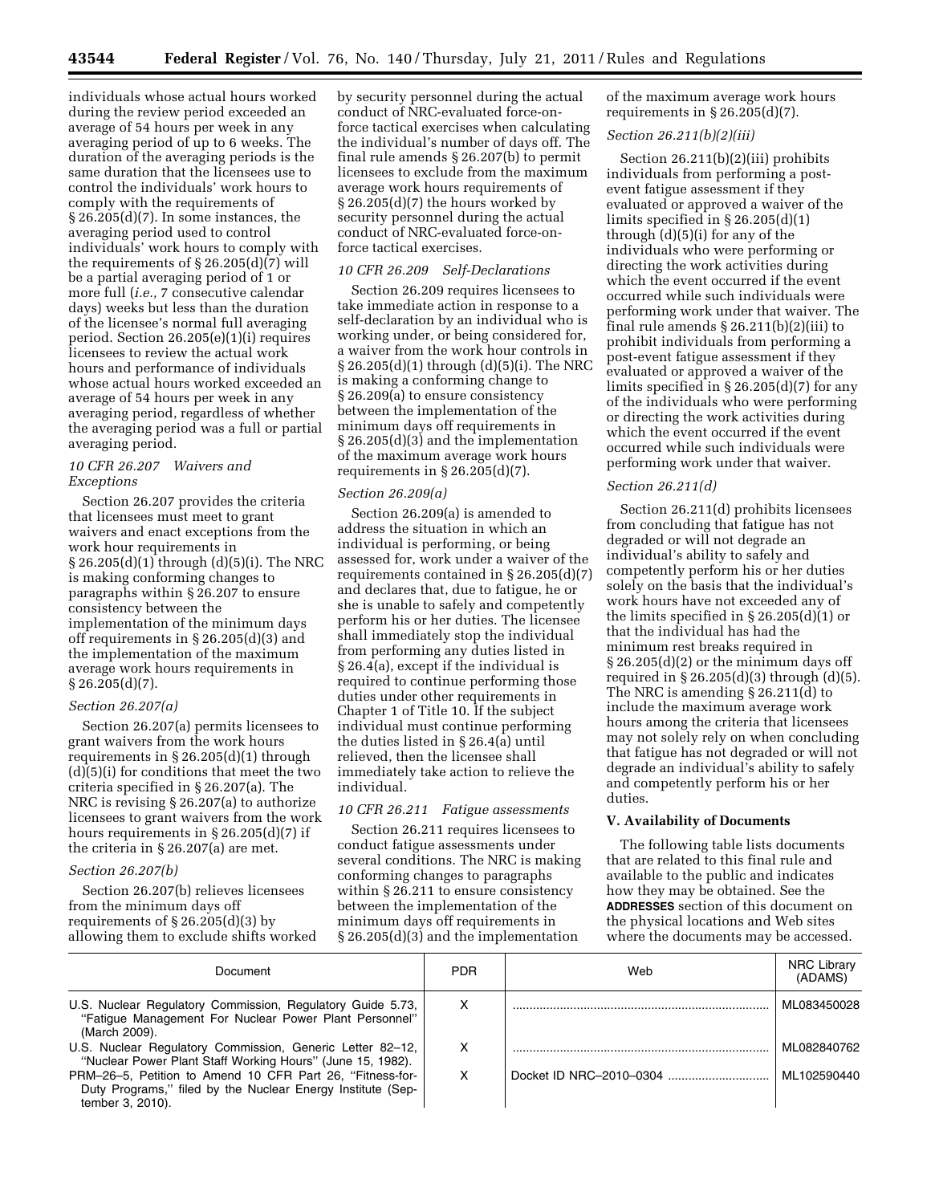individuals whose actual hours worked during the review period exceeded an average of 54 hours per week in any averaging period of up to 6 weeks. The duration of the averaging periods is the same duration that the licensees use to control the individuals' work hours to comply with the requirements of § 26.205(d)(7). In some instances, the averaging period used to control individuals' work hours to comply with the requirements of § 26.205(d)(7) will be a partial averaging period of 1 or more full (*i.e.,* 7 consecutive calendar days) weeks but less than the duration of the licensee's normal full averaging period. Section 26.205(e)(1)(i) requires licensees to review the actual work hours and performance of individuals whose actual hours worked exceeded an average of 54 hours per week in any averaging period, regardless of whether the averaging period was a full or partial averaging period.

*10 CFR 26.207 Waivers and Exceptions*

Section 26.207 provides the criteria that licensees must meet to grant waivers and enact exceptions from the work hour requirements in § 26.205(d)(1) through (d)(5)(i). The NRC is making conforming changes to paragraphs within § 26.207 to ensure consistency between the implementation of the minimum days off requirements in § 26.205(d)(3) and the implementation of the maximum average work hours requirements in § 26.205(d)(7).

*Section 26.207(a)*

Section 26.207(a) permits licensees to grant waivers from the work hours requirements in § 26.205(d)(1) through (d)(5)(i) for conditions that meet the two criteria specified in § 26.207(a). The NRC is revising § 26.207(a) to authorize licensees to grant waivers from the work hours requirements in § 26.205(d)(7) if the criteria in § 26.207(a) are met.

*Section 26.207(b)*

Section 26.207(b) relieves licensees from the minimum days off requirements of § 26.205(d)(3) by allowing them to exclude shifts worked by security personnel during the actual conduct of NRC-evaluated force-on-force tactical exercises when calculating the individual's number of days off. The final rule amends § 26.207(b) to permit licensees to exclude from the maximum average work hours requirements of § 26.205(d)(7) the hours worked by security personnel during the actual conduct of NRC-evaluated force-on-force tactical exercises.

*10 CFR 26.209 Self-Declarations*

Section 26.209 requires licensees to take immediate action in response to a self-declaration by an individual who is working under, or being considered for, a waiver from the work hour controls in § 26.205(d)(1) through (d)(5)(i). The NRC is making a conforming change to § 26.209(a) to ensure consistency between the implementation of the minimum days off requirements in § 26.205(d)(3) and the implementation of the maximum average work hours requirements in § 26.205(d)(7).

*Section 26.209(a)*

Section 26.209(a) is amended to address the situation in which an individual is performing, or being assessed for, work under a waiver of the requirements contained in § 26.205(d)(7) and declares that, due to fatigue, he or she is unable to safely and competently perform his or her duties. The licensee shall immediately stop the individual from performing any duties listed in § 26.4(a), except if the individual is required to continue performing those duties under other requirements in Chapter 1 of Title 10. If the subject individual must continue performing the duties listed in § 26.4(a) until relieved, then the licensee shall immediately take action to relieve the individual.

*10 CFR 26.211 Fatigue assessments*

Section 26.211 requires licensees to conduct fatigue assessments under several conditions. The NRC is making conforming changes to paragraphs within § 26.211 to ensure consistency between the implementation of the minimum days off requirements in § 26.205(d)(3) and the implementation of the maximum average work hours requirements in § 26.205(d)(7).

*Section 26.211(b)(2)(iii)*

Section 26.211(b)(2)(iii) prohibits individuals from performing a post-event fatigue assessment if they evaluated or approved a waiver of the limits specified in § 26.205(d)(1) through (d)(5)(i) for any of the individuals who were performing or directing the work activities during which the event occurred if the event occurred while such individuals were performing work under that waiver. The final rule amends § 26.211(b)(2)(iii) to prohibit individuals from performing a post-event fatigue assessment if they evaluated or approved a waiver of the limits specified in § 26.205(d)(7) for any of the individuals who were performing or directing the work activities during which the event occurred if the event occurred while such individuals were performing work under that waiver.

*Section 26.211(d)*

Section 26.211(d) prohibits licensees from concluding that fatigue has not degraded or will not degrade an individual's ability to safely and competently perform his or her duties solely on the basis that the individual's work hours have not exceeded any of the limits specified in § 26.205(d)(1) or that the individual has had the minimum rest breaks required in § 26.205(d)(2) or the minimum days off required in § 26.205(d)(3) through (d)(5). The NRC is amending § 26.211(d) to include the maximum average work hours among the criteria that licensees may not solely rely on when concluding that fatigue has not degraded or will not degrade an individual's ability to safely and competently perform his or her duties.

## V. Availability of Documents

The following table lists documents that are related to this final rule and available to the public and indicates how they may be obtained. See the **ADDRESSES** section of this document on the physical locations and Web sites where the documents may be accessed.

| Document | PDR | Web | NRC Library (ADAMS) |
|---|---|---|---|
| U.S. Nuclear Regulatory Commission, Regulatory Guide 5.73, "Fatigue Management For Nuclear Power Plant Personnel" (March 2009). | X | | ML083450028 |
| U.S. Nuclear Regulatory Commission, Generic Letter 82–12, "Nuclear Power Plant Staff Working Hours" (June 15, 1982). | X | | ML082840762 |
| PRM–26–5, Petition to Amend 10 CFR Part 26, "Fitness-for-Duty Programs," filed by the Nuclear Energy Institute (September 3, 2010). | X | Docket ID NRC–2010–0304 | ML102590440 |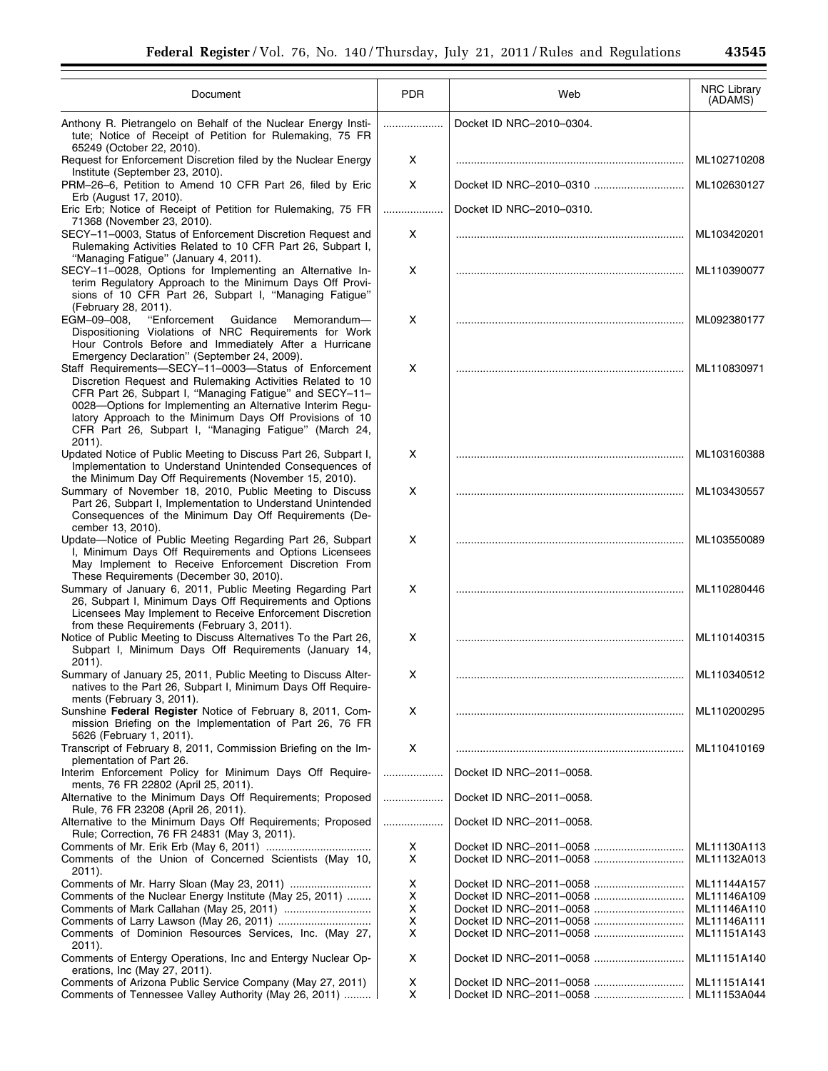| Document | PDR | Web | NRC Library (ADAMS) |
|---|---|---|---|
| Anthony R. Pietrangelo on Behalf of the Nuclear Energy Institute; Notice of Receipt of Petition for Rulemaking, 75 FR 65249 (October 22, 2010). | .................... | Docket ID NRC–2010–0304. | |
| Request for Enforcement Discretion filed by the Nuclear Energy Institute (September 23, 2010). | X | .......................................................................... | ML102710208 |
| PRM–26–6, Petition to Amend 10 CFR Part 26, filed by Eric Erb (August 17, 2010). | X | Docket ID NRC–2010–0310 ............................. | ML102630127 |
| Eric Erb; Notice of Receipt of Petition for Rulemaking, 75 FR 71368 (November 23, 2010). | .................... | Docket ID NRC–2010–0310. | |
| SECY–11–0003, Status of Enforcement Discretion Request and Rulemaking Activities Related to 10 CFR Part 26, Subpart I, "Managing Fatigue" (January 4, 2011). | X | .......................................................................... | ML103420201 |
| SECY–11–0028, Options for Implementing an Alternative Interim Regulatory Approach to the Minimum Days Off Provisions of 10 CFR Part 26, Subpart I, "Managing Fatigue" (February 28, 2011). | X | .......................................................................... | ML110390077 |
| EGM–09–008, "Enforcement Guidance Memorandum—Dispositioning Violations of NRC Requirements for Work Hour Controls Before and Immediately After a Hurricane Emergency Declaration" (September 24, 2009). | X | .......................................................................... | ML092380177 |
| Staff Requirements—SECY–11–0003—Status of Enforcement Discretion Request and Rulemaking Activities Related to 10 CFR Part 26, Subpart I, "Managing Fatigue" and SECY–11–0028—Options for Implementing an Alternative Interim Regulatory Approach to the Minimum Days Off Provisions of 10 CFR Part 26, Subpart I, "Managing Fatigue" (March 24, 2011). | X | .......................................................................... | ML110830971 |
| Updated Notice of Public Meeting to Discuss Part 26, Subpart I, Implementation to Understand Unintended Consequences of the Minimum Day Off Requirements (November 15, 2010). | X | .......................................................................... | ML103160388 |
| Summary of November 18, 2010, Public Meeting to Discuss Part 26, Subpart I, Implementation to Understand Unintended Consequences of the Minimum Day Off Requirements (December 13, 2010). | X | .......................................................................... | ML103430557 |
| Update—Notice of Public Meeting Regarding Part 26, Subpart I, Minimum Days Off Requirements and Options Licensees May Implement to Receive Enforcement Discretion From These Requirements (December 30, 2010). | X | .......................................................................... | ML103550089 |
| Summary of January 6, 2011, Public Meeting Regarding Part 26, Subpart I, Minimum Days Off Requirements and Options Licensees May Implement to Receive Enforcement Discretion from these Requirements (February 3, 2011). | X | .......................................................................... | ML110280446 |
| Notice of Public Meeting to Discuss Alternatives To the Part 26, Subpart I, Minimum Days Off Requirements (January 14, 2011). | X | .......................................................................... | ML110140315 |
| Summary of January 25, 2011, Public Meeting to Discuss Alternatives to the Part 26, Subpart I, Minimum Days Off Requirements (February 3, 2011). | X | .......................................................................... | ML110340512 |
| Sunshine **Federal Register** Notice of February 8, 2011, Commission Briefing on the Implementation of Part 26, 76 FR 5626 (February 1, 2011). | X | .......................................................................... | ML110200295 |
| Transcript of February 8, 2011, Commission Briefing on the Implementation of Part 26. | X | .......................................................................... | ML110410169 |
| Interim Enforcement Policy for Minimum Days Off Requirements, 76 FR 22802 (April 25, 2011). | .................... | Docket ID NRC–2011–0058. | |
| Alternative to the Minimum Days Off Requirements; Proposed Rule, 76 FR 23208 (April 26, 2011). | .................... | Docket ID NRC–2011–0058. | |
| Alternative to the Minimum Days Off Requirements; Proposed Rule; Correction, 76 FR 24831 (May 3, 2011). | .................... | Docket ID NRC–2011–0058. | |
| Comments of Mr. Erik Erb (May 6, 2011) .................................. | X | Docket ID NRC–2011–0058 ............................. | ML11130A113 |
| Comments of the Union of Concerned Scientists (May 10, 2011). | X | Docket ID NRC–2011–0058 ............................. | ML11132A013 |
| Comments of Mr. Harry Sloan (May 23, 2011) .......................... | X | Docket ID NRC–2011–0058 ............................. | ML11144A157 |
| Comments of the Nuclear Energy Institute (May 25, 2011) ........ | X | Docket ID NRC–2011–0058 ............................. | ML11146A109 |
| Comments of Mark Callahan (May 25, 2011) ............................ | X | Docket ID NRC–2011–0058 ............................. | ML11146A110 |
| Comments of Larry Lawson (May 26, 2011) .............................. | X | Docket ID NRC–2011–0058 ............................. | ML11146A111 |
| Comments of Dominion Resources Services, Inc. (May 27, 2011). | X | Docket ID NRC–2011–0058 ............................. | ML11151A143 |
| Comments of Entergy Operations, Inc and Entergy Nuclear Operations, Inc (May 27, 2011). | X | Docket ID NRC–2011–0058 ............................. | ML11151A140 |
| Comments of Arizona Public Service Company (May 27, 2011) | X | Docket ID NRC–2011–0058 ............................. | ML11151A141 |
| Comments of Tennessee Valley Authority (May 26, 2011) ......... | X | Docket ID NRC–2011–0058 ............................. | ML11153A044 |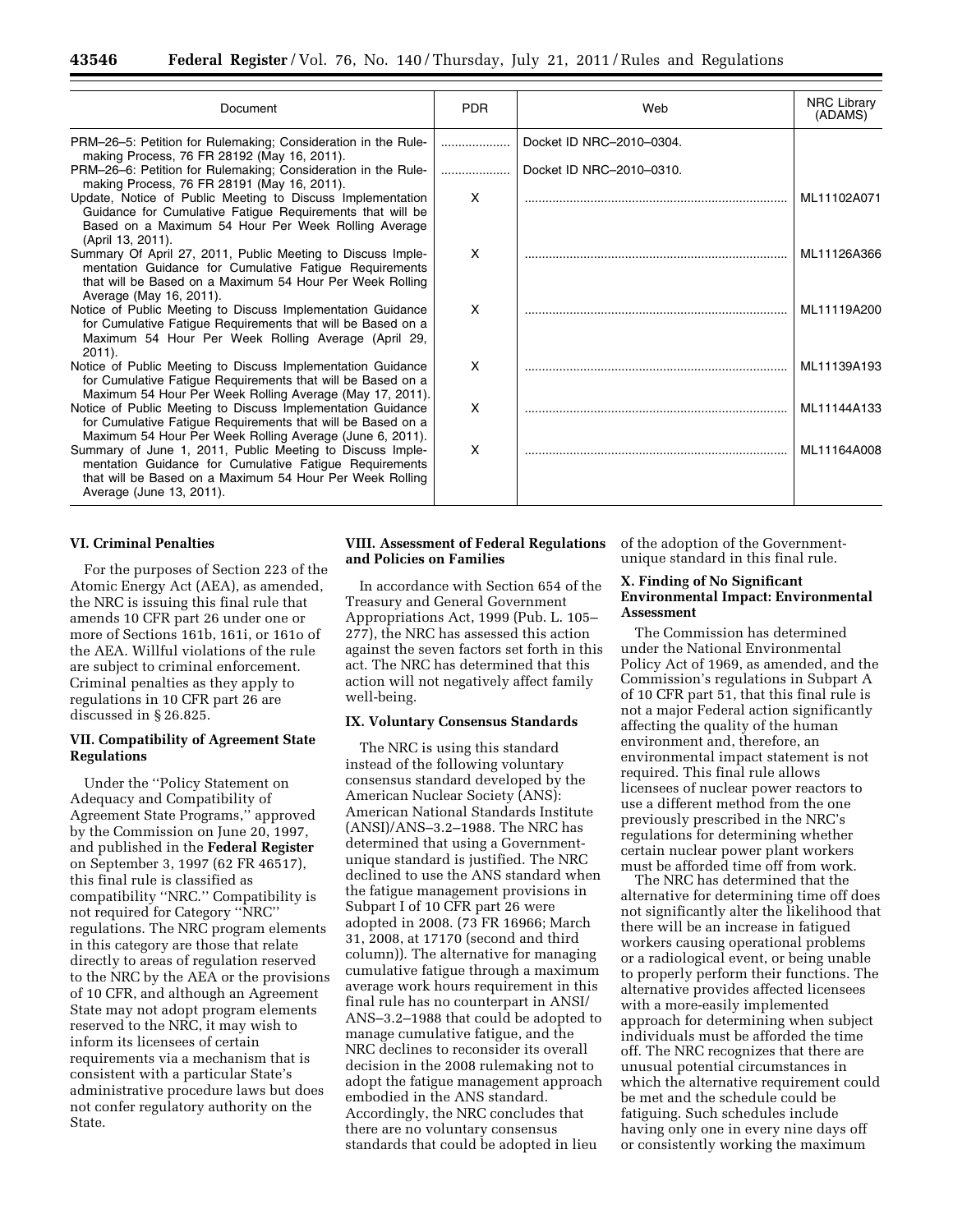| Document | PDR | Web | NRC Library (ADAMS) |
| --- | --- | --- | --- |
| PRM–26–5: Petition for Rulemaking; Consideration in the Rulemaking Process, 76 FR 28192 (May 16, 2011). | .................... | Docket ID NRC–2010–0304. | |
| PRM–26–6: Petition for Rulemaking; Consideration in the Rulemaking Process, 76 FR 28191 (May 16, 2011). | .................... | Docket ID NRC–2010–0310. | |
| Update, Notice of Public Meeting to Discuss Implementation Guidance for Cumulative Fatigue Requirements that will be Based on a Maximum 54 Hour Per Week Rolling Average (April 13, 2011). | X | .......................................................................... | ML11102A071 |
| Summary Of April 27, 2011, Public Meeting to Discuss Implementation Guidance for Cumulative Fatigue Requirements that will be Based on a Maximum 54 Hour Per Week Rolling Average (May 16, 2011). | X | .......................................................................... | ML11126A366 |
| Notice of Public Meeting to Discuss Implementation Guidance for Cumulative Fatigue Requirements that will be Based on a Maximum 54 Hour Per Week Rolling Average (April 29, 2011). | X | .......................................................................... | ML11119A200 |
| Notice of Public Meeting to Discuss Implementation Guidance for Cumulative Fatigue Requirements that will be Based on a Maximum 54 Hour Per Week Rolling Average (May 17, 2011). | X | .......................................................................... | ML11139A193 |
| Notice of Public Meeting to Discuss Implementation Guidance for Cumulative Fatigue Requirements that will be Based on a Maximum 54 Hour Per Week Rolling Average (June 6, 2011). | X | .......................................................................... | ML11144A133 |
| Summary of June 1, 2011, Public Meeting to Discuss Implementation Guidance for Cumulative Fatigue Requirements that will be Based on a Maximum 54 Hour Per Week Rolling Average (June 13, 2011). | X | .......................................................................... | ML11164A008 |

## VI. Criminal Penalties

For the purposes of Section 223 of the Atomic Energy Act (AEA), as amended, the NRC is issuing this final rule that amends 10 CFR part 26 under one or more of Sections 161b, 161i, or 161o of the AEA. Willful violations of the rule are subject to criminal enforcement. Criminal penalties as they apply to regulations in 10 CFR part 26 are discussed in § 26.825.

## VII. Compatibility of Agreement State Regulations

Under the ''Policy Statement on Adequacy and Compatibility of Agreement State Programs,'' approved by the Commission on June 20, 1997, and published in the **Federal Register** on September 3, 1997 (62 FR 46517), this final rule is classified as compatibility ''NRC.'' Compatibility is not required for Category ''NRC'' regulations. The NRC program elements in this category are those that relate directly to areas of regulation reserved to the NRC by the AEA or the provisions of 10 CFR, and although an Agreement State may not adopt program elements reserved to the NRC, it may wish to inform its licensees of certain requirements via a mechanism that is consistent with a particular State's administrative procedure laws but does not confer regulatory authority on the State.

## VIII. Assessment of Federal Regulations and Policies on Families

In accordance with Section 654 of the Treasury and General Government Appropriations Act, 1999 (Pub. L. 105–277), the NRC has assessed this action against the seven factors set forth in this act. The NRC has determined that this action will not negatively affect family well-being.

## IX. Voluntary Consensus Standards

The NRC is using this standard instead of the following voluntary consensus standard developed by the American Nuclear Society (ANS): American National Standards Institute (ANSI)/ANS–3.2–1988. The NRC has determined that using a Government-unique standard is justified. The NRC declined to use the ANS standard when the fatigue management provisions in Subpart I of 10 CFR part 26 were adopted in 2008. (73 FR 16966; March 31, 2008, at 17170 (second and third column)). The alternative for managing cumulative fatigue through a maximum average work hours requirement in this final rule has no counterpart in ANSI/ANS–3.2–1988 that could be adopted to manage cumulative fatigue, and the NRC declines to reconsider its overall decision in the 2008 rulemaking not to adopt the fatigue management approach embodied in the ANS standard. Accordingly, the NRC concludes that there are no voluntary consensus standards that could be adopted in lieu of the adoption of the Government-unique standard in this final rule.

## X. Finding of No Significant Environmental Impact: Environmental Assessment

The Commission has determined under the National Environmental Policy Act of 1969, as amended, and the Commission's regulations in Subpart A of 10 CFR part 51, that this final rule is not a major Federal action significantly affecting the quality of the human environment and, therefore, an environmental impact statement is not required. This final rule allows licensees of nuclear power reactors to use a different method from the one previously prescribed in the NRC's regulations for determining whether certain nuclear power plant workers must be afforded time off from work.

The NRC has determined that the alternative for determining time off does not significantly alter the likelihood that there will be an increase in fatigued workers causing operational problems or a radiological event, or being unable to properly perform their functions. The alternative provides affected licensees with a more-easily implemented approach for determining when subject individuals must be afforded the time off. The NRC recognizes that there are unusual potential circumstances in which the alternative requirement could be met and the schedule could be fatiguing. Such schedules include having only one in every nine days off or consistently working the maximum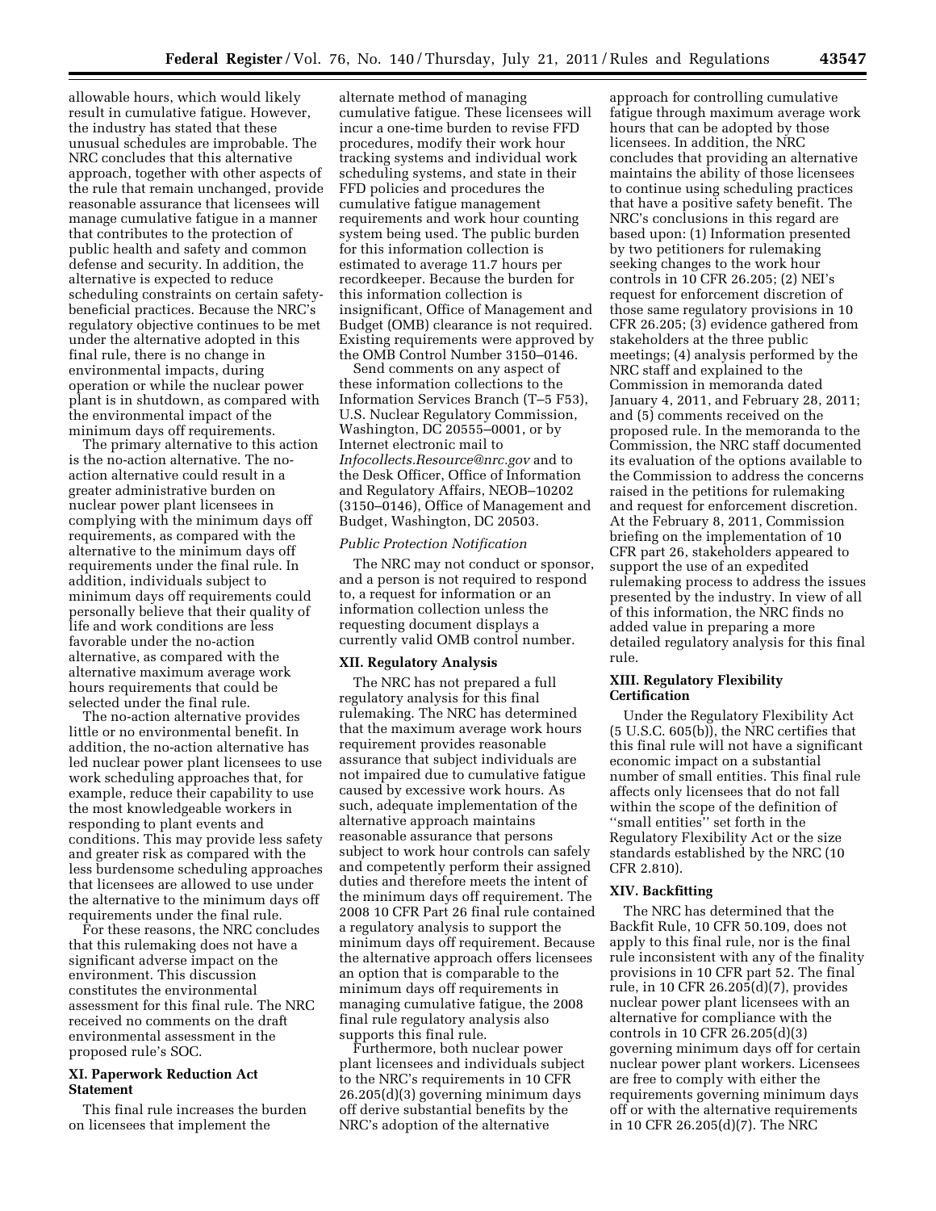allowable hours, which would likely result in cumulative fatigue. However, the industry has stated that these unusual schedules are improbable. The NRC concludes that this alternative approach, together with other aspects of the rule that remain unchanged, provide reasonable assurance that licensees will manage cumulative fatigue in a manner that contributes to the protection of public health and safety and common defense and security. In addition, the alternative is expected to reduce scheduling constraints on certain safety-beneficial practices. Because the NRC's regulatory objective continues to be met under the alternative adopted in this final rule, there is no change in environmental impacts, during operation or while the nuclear power plant is in shutdown, as compared with the environmental impact of the minimum days off requirements.

The primary alternative to this action is the no-action alternative. The no-action alternative could result in a greater administrative burden on nuclear power plant licensees in complying with the minimum days off requirements, as compared with the alternative to the minimum days off requirements under the final rule. In addition, individuals subject to minimum days off requirements could personally believe that their quality of life and work conditions are less favorable under the no-action alternative, as compared with the alternative maximum average work hours requirements that could be selected under the final rule.

The no-action alternative provides little or no environmental benefit. In addition, the no-action alternative has led nuclear power plant licensees to use work scheduling approaches that, for example, reduce their capability to use the most knowledgeable workers in responding to plant events and conditions. This may provide less safety and greater risk as compared with the less burdensome scheduling approaches that licensees are allowed to use under the alternative to the minimum days off requirements under the final rule.

For these reasons, the NRC concludes that this rulemaking does not have a significant adverse impact on the environment. This discussion constitutes the environmental assessment for this final rule. The NRC received no comments on the draft environmental assessment in the proposed rule's SOC.

## XI. Paperwork Reduction Act Statement

This final rule increases the burden on licensees that implement the alternate method of managing cumulative fatigue. These licensees will incur a one-time burden to revise FFD procedures, modify their work hour tracking systems and individual work scheduling systems, and state in their FFD policies and procedures the cumulative fatigue management requirements and work hour counting system being used. The public burden for this information collection is estimated to average 11.7 hours per recordkeeper. Because the burden for this information collection is insignificant, Office of Management and Budget (OMB) clearance is not required. Existing requirements were approved by the OMB Control Number 3150–0146.

Send comments on any aspect of these information collections to the Information Services Branch (T–5 F53), U.S. Nuclear Regulatory Commission, Washington, DC 20555–0001, or by Internet electronic mail to *Infocollects.Resource@nrc.gov* and to the Desk Officer, Office of Information and Regulatory Affairs, NEOB–10202 (3150–0146), Office of Management and Budget, Washington, DC 20503.

### *Public Protection Notification*

The NRC may not conduct or sponsor, and a person is not required to respond to, a request for information or an information collection unless the requesting document displays a currently valid OMB control number.

## XII. Regulatory Analysis

The NRC has not prepared a full regulatory analysis for this final rulemaking. The NRC has determined that the maximum average work hours requirement provides reasonable assurance that subject individuals are not impaired due to cumulative fatigue caused by excessive work hours. As such, adequate implementation of the alternative approach maintains reasonable assurance that persons subject to work hour controls can safely and competently perform their assigned duties and therefore meets the intent of the minimum days off requirement. The 2008 10 CFR Part 26 final rule contained a regulatory analysis to support the minimum days off requirement. Because the alternative approach offers licensees an option that is comparable to the minimum days off requirements in managing cumulative fatigue, the 2008 final rule regulatory analysis also supports this final rule.

Furthermore, both nuclear power plant licensees and individuals subject to the NRC's requirements in 10 CFR 26.205(d)(3) governing minimum days off derive substantial benefits by the NRC's adoption of the alternative approach for controlling cumulative fatigue through maximum average work hours that can be adopted by those licensees. In addition, the NRC concludes that providing an alternative maintains the ability of those licensees to continue using scheduling practices that have a positive safety benefit. The NRC's conclusions in this regard are based upon: (1) Information presented by two petitioners for rulemaking seeking changes to the work hour controls in 10 CFR 26.205; (2) NEI's request for enforcement discretion of those same regulatory provisions in 10 CFR 26.205; (3) evidence gathered from stakeholders at the three public meetings; (4) analysis performed by the NRC staff and explained to the Commission in memoranda dated January 4, 2011, and February 28, 2011; and (5) comments received on the proposed rule. In the memoranda to the Commission, the NRC staff documented its evaluation of the options available to the Commission to address the concerns raised in the petitions for rulemaking and request for enforcement discretion. At the February 8, 2011, Commission briefing on the implementation of 10 CFR part 26, stakeholders appeared to support the use of an expedited rulemaking process to address the issues presented by the industry. In view of all of this information, the NRC finds no added value in preparing a more detailed regulatory analysis for this final rule.

## XIII. Regulatory Flexibility Certification

Under the Regulatory Flexibility Act (5 U.S.C. 605(b)), the NRC certifies that this final rule will not have a significant economic impact on a substantial number of small entities. This final rule affects only licensees that do not fall within the scope of the definition of ''small entities'' set forth in the Regulatory Flexibility Act or the size standards established by the NRC (10 CFR 2.810).

## XIV. Backfitting

The NRC has determined that the Backfit Rule, 10 CFR 50.109, does not apply to this final rule, nor is the final rule inconsistent with any of the finality provisions in 10 CFR part 52. The final rule, in 10 CFR 26.205(d)(7), provides nuclear power plant licensees with an alternative for compliance with the controls in 10 CFR 26.205(d)(3) governing minimum days off for certain nuclear power plant workers. Licensees are free to comply with either the requirements governing minimum days off or with the alternative requirements in 10 CFR 26.205(d)(7). The NRC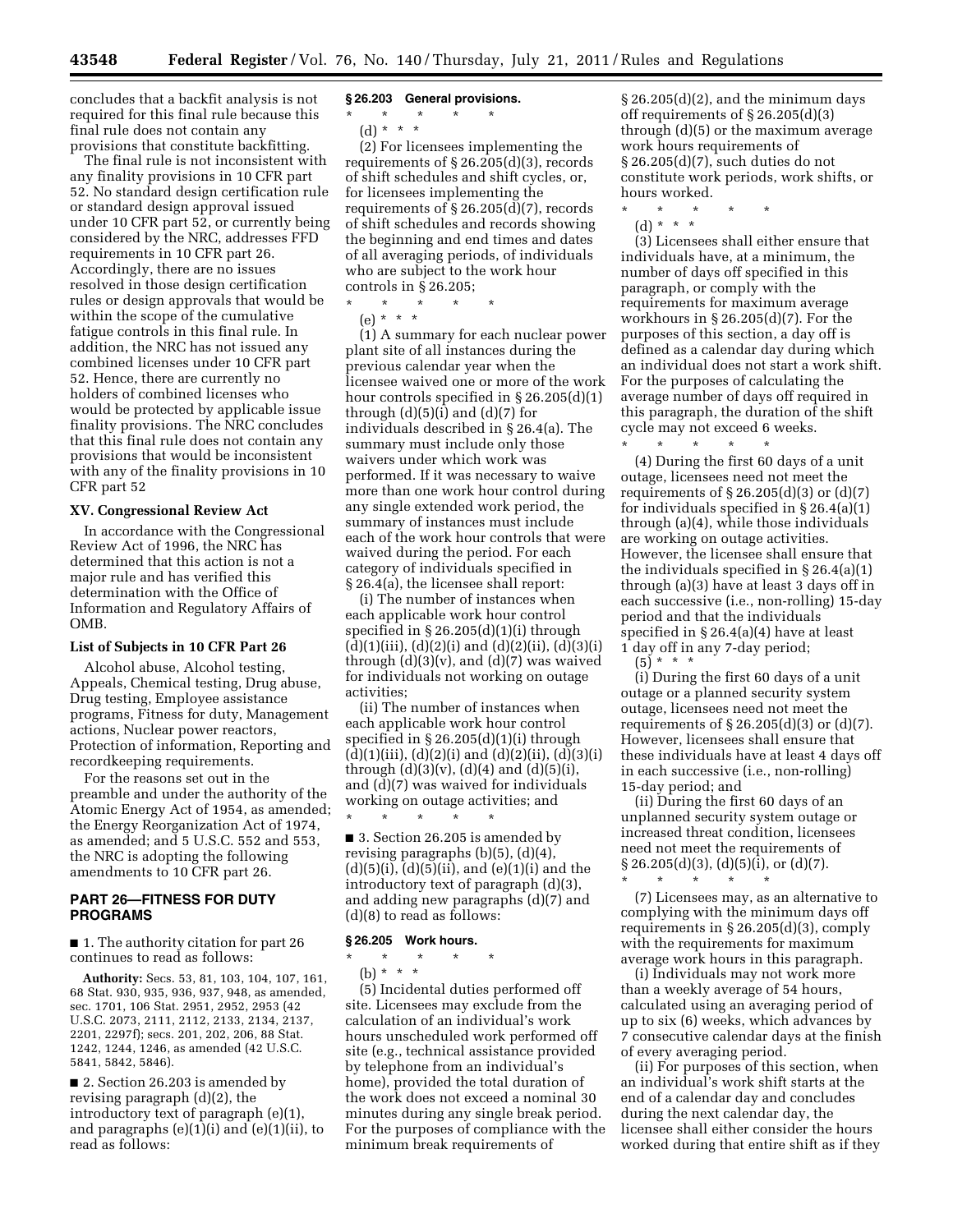concludes that a backfit analysis is not required for this final rule because this final rule does not contain any provisions that constitute backfitting.

The final rule is not inconsistent with any finality provisions in 10 CFR part 52. No standard design certification rule or standard design approval issued under 10 CFR part 52, or currently being considered by the NRC, addresses FFD requirements in 10 CFR part 26. Accordingly, there are no issues resolved in those design certification rules or design approvals that would be within the scope of the cumulative fatigue controls in this final rule. In addition, the NRC has not issued any combined licenses under 10 CFR part 52. Hence, there are currently no holders of combined licenses who would be protected by applicable issue finality provisions. The NRC concludes that this final rule does not contain any provisions that would be inconsistent with any of the finality provisions in 10 CFR part 52

## XV. Congressional Review Act

In accordance with the Congressional Review Act of 1996, the NRC has determined that this action is not a major rule and has verified this determination with the Office of Information and Regulatory Affairs of OMB.

## List of Subjects in 10 CFR Part 26

Alcohol abuse, Alcohol testing, Appeals, Chemical testing, Drug abuse, Drug testing, Employee assistance programs, Fitness for duty, Management actions, Nuclear power reactors, Protection of information, Reporting and recordkeeping requirements.

For the reasons set out in the preamble and under the authority of the Atomic Energy Act of 1954, as amended; the Energy Reorganization Act of 1974, as amended; and 5 U.S.C. 552 and 553, the NRC is adopting the following amendments to 10 CFR part 26.

## PART 26—FITNESS FOR DUTY PROGRAMS

■ 1. The authority citation for part 26 continues to read as follows:

**Authority:** Secs. 53, 81, 103, 104, 107, 161, 68 Stat. 930, 935, 936, 937, 948, as amended, sec. 1701, 106 Stat. 2951, 2952, 2953 (42 U.S.C. 2073, 2111, 2112, 2133, 2134, 2137, 2201, 2297f); secs. 201, 202, 206, 88 Stat. 1242, 1244, 1246, as amended (42 U.S.C. 5841, 5842, 5846).

■ 2. Section 26.203 is amended by revising paragraph (d)(2), the introductory text of paragraph (e)(1), and paragraphs (e)(1)(i) and (e)(1)(ii), to read as follows:

### § 26.203 General provisions.

\* \* \* \* \*

(d) \* \* \*

(2) For licensees implementing the requirements of § 26.205(d)(3), records of shift schedules and shift cycles, or, for licensees implementing the requirements of § 26.205(d)(7), records of shift schedules and records showing the beginning and end times and dates of all averaging periods, of individuals who are subject to the work hour controls in § 26.205;

\* \* \* \* \*

(e) \* \* \*

(1) A summary for each nuclear power plant site of all instances during the previous calendar year when the licensee waived one or more of the work hour controls specified in § 26.205(d)(1) through (d)(5)(i) and (d)(7) for individuals described in § 26.4(a). The summary must include only those waivers under which work was performed. If it was necessary to waive more than one work hour control during any single extended work period, the summary of instances must include each of the work hour controls that were waived during the period. For each category of individuals specified in § 26.4(a), the licensee shall report:

(i) The number of instances when each applicable work hour control specified in § 26.205(d)(1)(i) through (d)(1)(iii), (d)(2)(i) and (d)(2)(ii), (d)(3)(i) through (d)(3)(v), and (d)(7) was waived for individuals not working on outage activities;

(ii) The number of instances when each applicable work hour control specified in § 26.205(d)(1)(i) through (d)(1)(iii), (d)(2)(i) and (d)(2)(ii), (d)(3)(i) through (d)(3)(v), (d)(4) and (d)(5)(i), and (d)(7) was waived for individuals working on outage activities; and

\* \* \* \* \*

■ 3. Section 26.205 is amended by revising paragraphs (b)(5), (d)(4), (d)(5)(i), (d)(5)(ii), and (e)(1)(i) and the introductory text of paragraph (d)(3), and adding new paragraphs (d)(7) and (d)(8) to read as follows:

### § 26.205 Work hours.

\* \* \* \* \*

(b) \* \* \*

(5) Incidental duties performed off site. Licensees may exclude from the calculation of an individual's work hours unscheduled work performed off site (e.g., technical assistance provided by telephone from an individual's home), provided the total duration of the work does not exceed a nominal 30 minutes during any single break period. For the purposes of compliance with the minimum break requirements of § 26.205(d)(2), and the minimum days off requirements of § 26.205(d)(3) through (d)(5) or the maximum average work hours requirements of § 26.205(d)(7), such duties do not constitute work periods, work shifts, or hours worked.

\* \* \* \* \*

(d) \* \* \*

(3) Licensees shall either ensure that individuals have, at a minimum, the number of days off specified in this paragraph, or comply with the requirements for maximum average workhours in § 26.205(d)(7). For the purposes of this section, a day off is defined as a calendar day during which an individual does not start a work shift. For the purposes of calculating the average number of days off required in this paragraph, the duration of the shift cycle may not exceed 6 weeks.

\* \* \* \* \*

(4) During the first 60 days of a unit outage, licensees need not meet the requirements of § 26.205(d)(3) or (d)(7) for individuals specified in § 26.4(a)(1) through (a)(4), while those individuals are working on outage activities. However, the licensee shall ensure that the individuals specified in § 26.4(a)(1) through (a)(3) have at least 3 days off in each successive (i.e., non-rolling) 15-day period and that the individuals specified in § 26.4(a)(4) have at least 1 day off in any 7-day period;

(5) \* \* \*

(i) During the first 60 days of a unit outage or a planned security system outage, licensees need not meet the requirements of § 26.205(d)(3) or (d)(7). However, licensees shall ensure that these individuals have at least 4 days off in each successive (i.e., non-rolling) 15-day period; and

(ii) During the first 60 days of an unplanned security system outage or increased threat condition, licensees need not meet the requirements of § 26.205(d)(3), (d)(5)(i), or (d)(7).

\* \* \* \* \*

(7) Licensees may, as an alternative to complying with the minimum days off requirements in § 26.205(d)(3), comply with the requirements for maximum average work hours in this paragraph.

(i) Individuals may not work more than a weekly average of 54 hours, calculated using an averaging period of up to six (6) weeks, which advances by 7 consecutive calendar days at the finish of every averaging period.

(ii) For purposes of this section, when an individual's work shift starts at the end of a calendar day and concludes during the next calendar day, the licensee shall either consider the hours worked during that entire shift as if they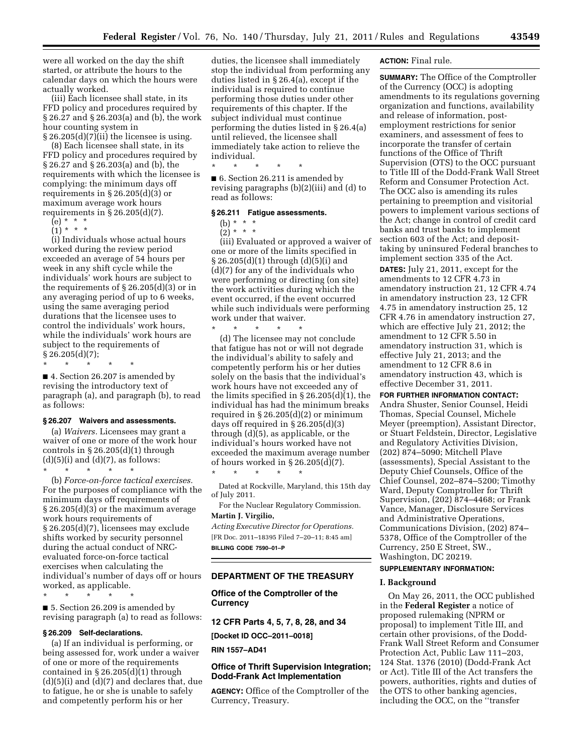were all worked on the day the shift started, or attribute the hours to the calendar days on which the hours were actually worked.

(iii) Each licensee shall state, in its FFD policy and procedures required by § 26.27 and § 26.203(a) and (b), the work hour counting system in § 26.205(d)(7)(ii) the licensee is using.

(8) Each licensee shall state, in its FFD policy and procedures required by § 26.27 and § 26.203(a) and (b), the requirements with which the licensee is complying: the minimum days off requirements in § 26.205(d)(3) or maximum average work hours requirements in § 26.205(d)(7).

(e) * * *

(1) * * *

(i) Individuals whose actual hours worked during the review period exceeded an average of 54 hours per week in any shift cycle while the individuals' work hours are subject to the requirements of § 26.205(d)(3) or in any averaging period of up to 6 weeks, using the same averaging period durations that the licensee uses to control the individuals' work hours, while the individuals' work hours are subject to the requirements of § 26.205(d)(7);

\* \* \* \* \*

■ 4. Section 26.207 is amended by revising the introductory text of paragraph (a), and paragraph (b), to read as follows:

### § 26.207 Waivers and assessments.

(a) *Waivers.* Licensees may grant a waiver of one or more of the work hour controls in § 26.205(d)(1) through (d)(5)(i) and (d)(7), as follows:

\* \* \* \* \*

(b) *Force-on-force tactical exercises.* For the purposes of compliance with the minimum days off requirements of § 26.205(d)(3) or the maximum average work hours requirements of § 26.205(d)(7), licensees may exclude shifts worked by security personnel during the actual conduct of NRC-evaluated force-on-force tactical exercises when calculating the individual's number of days off or hours worked, as applicable.

\* \* \* \* \*

■ 5. Section 26.209 is amended by revising paragraph (a) to read as follows:

### § 26.209 Self-declarations.

(a) If an individual is performing, or being assessed for, work under a waiver of one or more of the requirements contained in § 26.205(d)(1) through (d)(5)(i) and (d)(7) and declares that, due to fatigue, he or she is unable to safely and competently perform his or her duties, the licensee shall immediately stop the individual from performing any duties listed in § 26.4(a), except if the individual is required to continue performing those duties under other requirements of this chapter. If the subject individual must continue performing the duties listed in § 26.4(a) until relieved, the licensee shall immediately take action to relieve the individual.

\* \* \* \* \*

■ 6. Section 26.211 is amended by revising paragraphs (b)(2)(iii) and (d) to read as follows:

### § 26.211 Fatigue assessments.

(b) * * *

(2) * * *

(iii) Evaluated or approved a waiver of one or more of the limits specified in § 26.205(d)(1) through (d)(5)(i) and (d)(7) for any of the individuals who were performing or directing (on site) the work activities during which the event occurred, if the event occurred while such individuals were performing work under that waiver.

\* \* \* \* \*

(d) The licensee may not conclude that fatigue has not or will not degrade the individual's ability to safely and competently perform his or her duties solely on the basis that the individual's work hours have not exceeded any of the limits specified in § 26.205(d)(1), the individual has had the minimum breaks required in § 26.205(d)(2) or minimum days off required in § 26.205(d)(3) through (d)(5), as applicable, or the individual's hours worked have not exceeded the maximum average number of hours worked in § 26.205(d)(7).

\* \* \* \* \*

Dated at Rockville, Maryland, this 15th day of July 2011.

For the Nuclear Regulatory Commission.

**Martin J. Virgilio,**

*Acting Executive Director for Operations.*

[FR Doc. 2011–18395 Filed 7–20–11; 8:45 am]

**BILLING CODE 7590–01–P**

---

## DEPARTMENT OF THE TREASURY

### Office of the Comptroller of the Currency

### 12 CFR Parts 4, 5, 7, 8, 28, and 34

**[Docket ID OCC–2011–0018]**

**RIN 1557–AD41**

### Office of Thrift Supervision Integration; Dodd-Frank Act Implementation

**AGENCY:** Office of the Comptroller of the Currency, Treasury.

**ACTION:** Final rule.

**SUMMARY:** The Office of the Comptroller of the Currency (OCC) is adopting amendments to its regulations governing organization and functions, availability and release of information, post-employment restrictions for senior examiners, and assessment of fees to incorporate the transfer of certain functions of the Office of Thrift Supervision (OTS) to the OCC pursuant to Title III of the Dodd-Frank Wall Street Reform and Consumer Protection Act. The OCC also is amending its rules pertaining to preemption and visitorial powers to implement various sections of the Act; change in control of credit card banks and trust banks to implement section 603 of the Act; and deposit-taking by uninsured Federal branches to implement section 335 of the Act.

**DATES:** July 21, 2011, except for the amendments to 12 CFR 4.73 in amendatory instruction 21, 12 CFR 4.74 in amendatory instruction 23, 12 CFR 4.75 in amendatory instruction 25, 12 CFR 4.76 in amendatory instruction 27, which are effective July 21, 2012; the amendment to 12 CFR 5.50 in amendatory instruction 31, which is effective July 21, 2013; and the amendment to 12 CFR 8.6 in amendatory instruction 43, which is effective December 31, 2011.

**FOR FURTHER INFORMATION CONTACT:** Andra Shuster, Senior Counsel, Heidi Thomas, Special Counsel, Michele Meyer (preemption), Assistant Director, or Stuart Feldstein, Director, Legislative and Regulatory Activities Division, (202) 874–5090; Mitchell Plave (assessments), Special Assistant to the Deputy Chief Counsels, Office of the Chief Counsel, 202–874–5200; Timothy Ward, Deputy Comptroller for Thrift Supervision, (202) 874–4468; or Frank Vance, Manager, Disclosure Services and Administrative Operations, Communications Division, (202) 874–5378, Office of the Comptroller of the Currency, 250 E Street, SW., Washington, DC 20219.

**SUPPLEMENTARY INFORMATION:**

#### I. Background

On May 26, 2011, the OCC published in the **Federal Register** a notice of proposed rulemaking (NPRM or proposal) to implement Title III, and certain other provisions, of the Dodd-Frank Wall Street Reform and Consumer Protection Act, Public Law 111–203, 124 Stat. 1376 (2010) (Dodd-Frank Act or Act). Title III of the Act transfers the powers, authorities, rights and duties of the OTS to other banking agencies, including the OCC, on the ''transfer